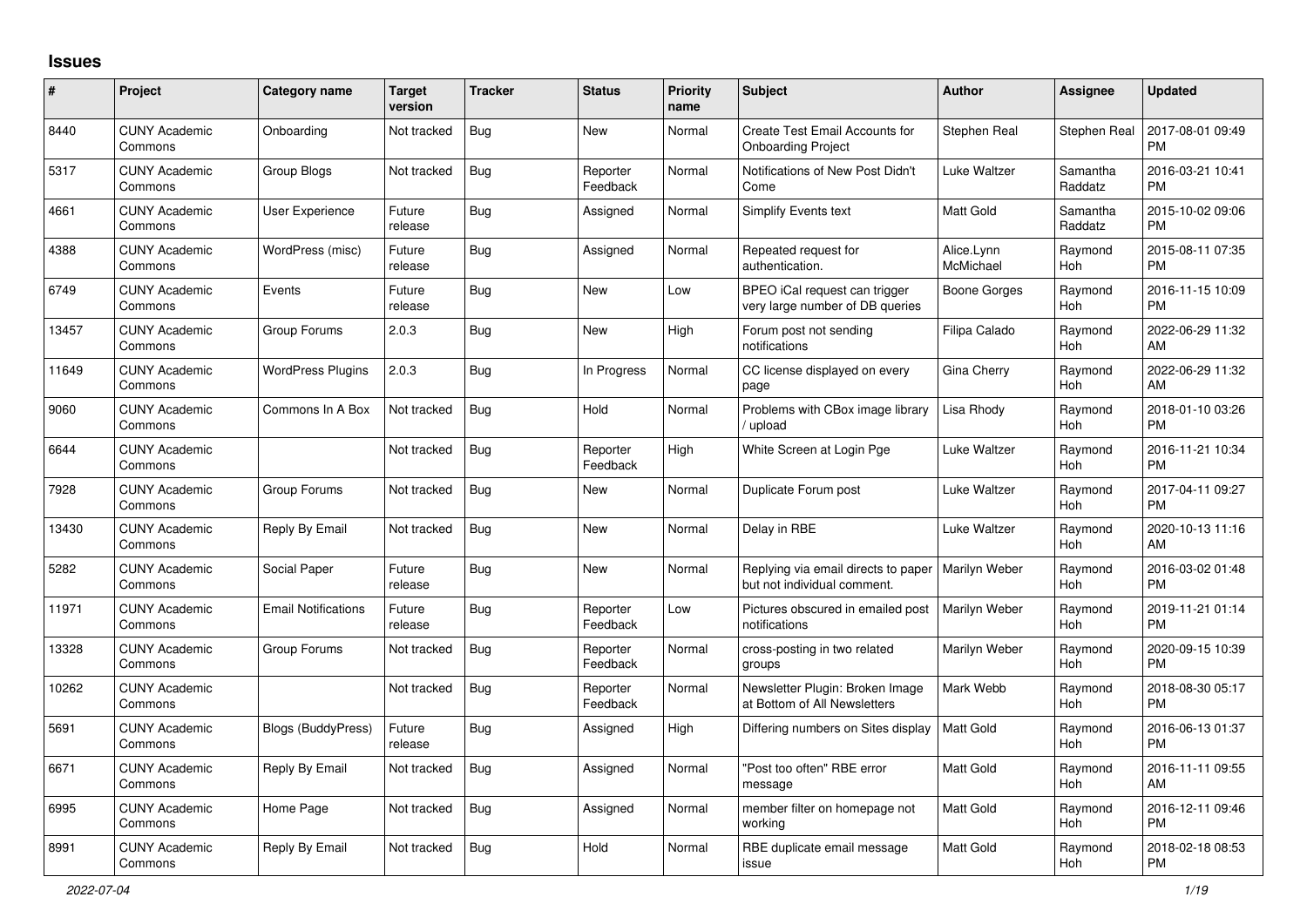# Issues

| # | Project | Category name | Target version | Tracker | Status | Priority name | Subject | Author | Assignee | Updated |
|---|---|---|---|---|---|---|---|---|---|---|
| 8440 | CUNY Academic Commons | Onboarding | Not tracked | Bug | New | Normal | Create Test Email Accounts for Onboarding Project | Stephen Real | Stephen Real | 2017-08-01 09:49 PM |
| 5317 | CUNY Academic Commons | Group Blogs | Not tracked | Bug | Reporter Feedback | Normal | Notifications of New Post Didn't Come | Luke Waltzer | Samantha Raddatz | 2016-03-21 10:41 PM |
| 4661 | CUNY Academic Commons | User Experience | Future release | Bug | Assigned | Normal | Simplify Events text | Matt Gold | Samantha Raddatz | 2015-10-02 09:06 PM |
| 4388 | CUNY Academic Commons | WordPress (misc) | Future release | Bug | Assigned | Normal | Repeated request for authentication. | Alice.Lynn McMichael | Raymond Hoh | 2015-08-11 07:35 PM |
| 6749 | CUNY Academic Commons | Events | Future release | Bug | New | Low | BPEO iCal request can trigger very large number of DB queries | Boone Gorges | Raymond Hoh | 2016-11-15 10:09 PM |
| 13457 | CUNY Academic Commons | Group Forums | 2.0.3 | Bug | New | High | Forum post not sending notifications | Filipa Calado | Raymond Hoh | 2022-06-29 11:32 AM |
| 11649 | CUNY Academic Commons | WordPress Plugins | 2.0.3 | Bug | In Progress | Normal | CC license displayed on every page | Gina Cherry | Raymond Hoh | 2022-06-29 11:32 AM |
| 9060 | CUNY Academic Commons | Commons In A Box | Not tracked | Bug | Hold | Normal | Problems with CBox image library / upload | Lisa Rhody | Raymond Hoh | 2018-01-10 03:26 PM |
| 6644 | CUNY Academic Commons | | Not tracked | Bug | Reporter Feedback | High | White Screen at Login Pge | Luke Waltzer | Raymond Hoh | 2016-11-21 10:34 PM |
| 7928 | CUNY Academic Commons | Group Forums | Not tracked | Bug | New | Normal | Duplicate Forum post | Luke Waltzer | Raymond Hoh | 2017-04-11 09:27 PM |
| 13430 | CUNY Academic Commons | Reply By Email | Not tracked | Bug | New | Normal | Delay in RBE | Luke Waltzer | Raymond Hoh | 2020-10-13 11:16 AM |
| 5282 | CUNY Academic Commons | Social Paper | Future release | Bug | New | Normal | Replying via email directs to paper but not individual comment. | Marilyn Weber | Raymond Hoh | 2016-03-02 01:48 PM |
| 11971 | CUNY Academic Commons | Email Notifications | Future release | Bug | Reporter Feedback | Low | Pictures obscured in emailed post notifications | Marilyn Weber | Raymond Hoh | 2019-11-21 01:14 PM |
| 13328 | CUNY Academic Commons | Group Forums | Not tracked | Bug | Reporter Feedback | Normal | cross-posting in two related groups | Marilyn Weber | Raymond Hoh | 2020-09-15 10:39 PM |
| 10262 | CUNY Academic Commons | | Not tracked | Bug | Reporter Feedback | Normal | Newsletter Plugin: Broken Image at Bottom of All Newsletters | Mark Webb | Raymond Hoh | 2018-08-30 05:17 PM |
| 5691 | CUNY Academic Commons | Blogs (BuddyPress) | Future release | Bug | Assigned | High | Differing numbers on Sites display | Matt Gold | Raymond Hoh | 2016-06-13 01:37 PM |
| 6671 | CUNY Academic Commons | Reply By Email | Not tracked | Bug | Assigned | Normal | "Post too often" RBE error message | Matt Gold | Raymond Hoh | 2016-11-11 09:55 AM |
| 6995 | CUNY Academic Commons | Home Page | Not tracked | Bug | Assigned | Normal | member filter on homepage not working | Matt Gold | Raymond Hoh | 2016-12-11 09:46 PM |
| 8991 | CUNY Academic Commons | Reply By Email | Not tracked | Bug | Hold | Normal | RBE duplicate email message issue | Matt Gold | Raymond Hoh | 2018-02-18 08:53 PM |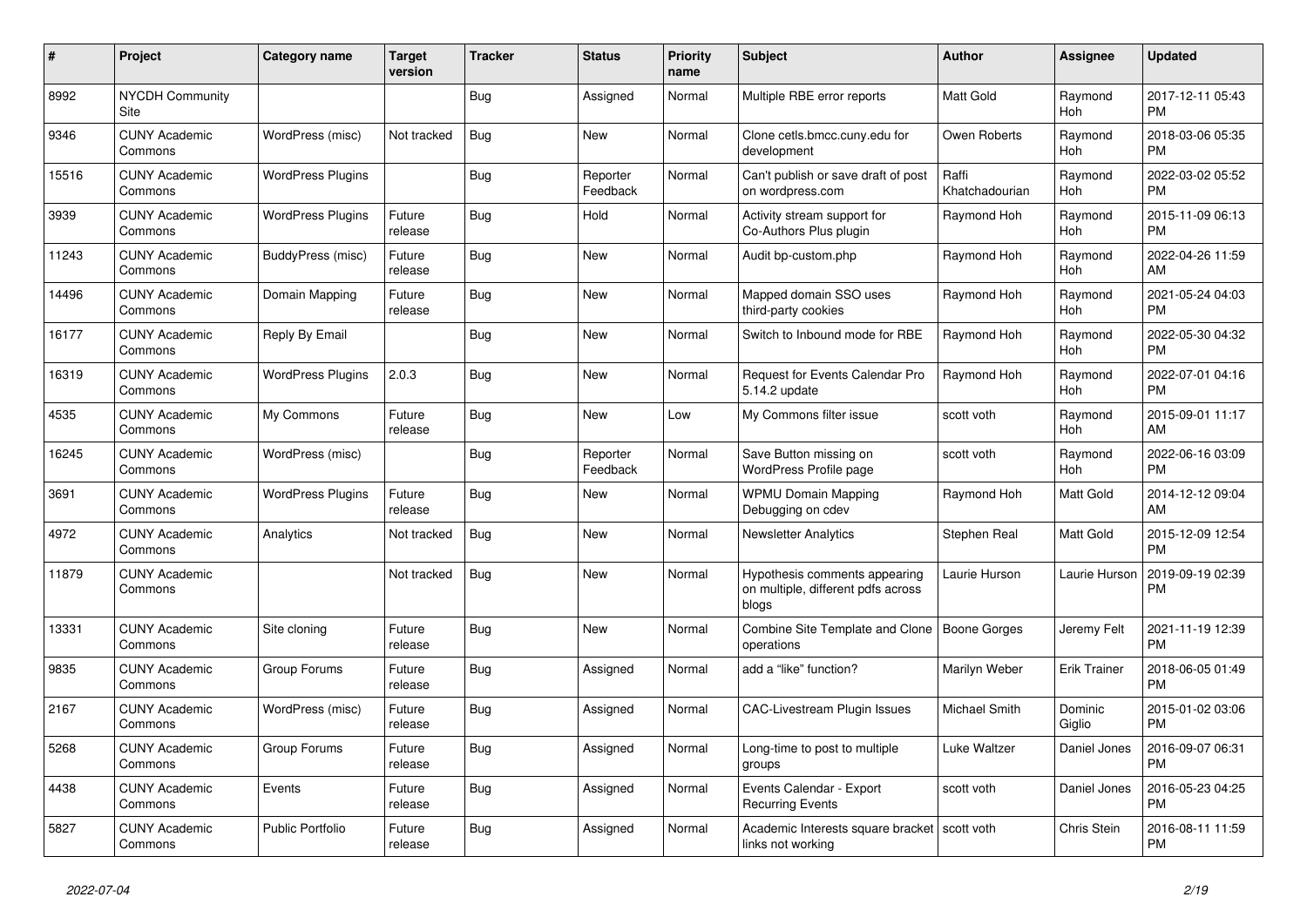| # | Project | Category name | Target version | Tracker | Status | Priority name | Subject | Author | Assignee | Updated |
|---|---|---|---|---|---|---|---|---|---|---|
| 8992 | NYCDH Community Site | | | Bug | Assigned | Normal | Multiple RBE error reports | Matt Gold | Raymond Hoh | 2017-12-11 05:43 PM |
| 9346 | CUNY Academic Commons | WordPress (misc) | Not tracked | Bug | New | Normal | Clone cetls.bmcc.cuny.edu for development | Owen Roberts | Raymond Hoh | 2018-03-06 05:35 PM |
| 15516 | CUNY Academic Commons | WordPress Plugins | | Bug | Reporter Feedback | Normal | Can't publish or save draft of post on wordpress.com | Raffi Khatchadourian | Raymond Hoh | 2022-03-02 05:52 PM |
| 3939 | CUNY Academic Commons | WordPress Plugins | Future release | Bug | Hold | Normal | Activity stream support for Co-Authors Plus plugin | Raymond Hoh | Raymond Hoh | 2015-11-09 06:13 PM |
| 11243 | CUNY Academic Commons | BuddyPress (misc) | Future release | Bug | New | Normal | Audit bp-custom.php | Raymond Hoh | Raymond Hoh | 2022-04-26 11:59 AM |
| 14496 | CUNY Academic Commons | Domain Mapping | Future release | Bug | New | Normal | Mapped domain SSO uses third-party cookies | Raymond Hoh | Raymond Hoh | 2021-05-24 04:03 PM |
| 16177 | CUNY Academic Commons | Reply By Email | | Bug | New | Normal | Switch to Inbound mode for RBE | Raymond Hoh | Raymond Hoh | 2022-05-30 04:32 PM |
| 16319 | CUNY Academic Commons | WordPress Plugins | 2.0.3 | Bug | New | Normal | Request for Events Calendar Pro 5.14.2 update | Raymond Hoh | Raymond Hoh | 2022-07-01 04:16 PM |
| 4535 | CUNY Academic Commons | My Commons | Future release | Bug | New | Low | My Commons filter issue | scott voth | Raymond Hoh | 2015-09-01 11:17 AM |
| 16245 | CUNY Academic Commons | WordPress (misc) | | Bug | Reporter Feedback | Normal | Save Button missing on WordPress Profile page | scott voth | Raymond Hoh | 2022-06-16 03:09 PM |
| 3691 | CUNY Academic Commons | WordPress Plugins | Future release | Bug | New | Normal | WPMU Domain Mapping Debugging on cdev | Raymond Hoh | Matt Gold | 2014-12-12 09:04 AM |
| 4972 | CUNY Academic Commons | Analytics | Not tracked | Bug | New | Normal | Newsletter Analytics | Stephen Real | Matt Gold | 2015-12-09 12:54 PM |
| 11879 | CUNY Academic Commons | | Not tracked | Bug | New | Normal | Hypothesis comments appearing on multiple, different pdfs across blogs | Laurie Hurson | Laurie Hurson | 2019-09-19 02:39 PM |
| 13331 | CUNY Academic Commons | Site cloning | Future release | Bug | New | Normal | Combine Site Template and Clone operations | Boone Gorges | Jeremy Felt | 2021-11-19 12:39 PM |
| 9835 | CUNY Academic Commons | Group Forums | Future release | Bug | Assigned | Normal | add a "like" function? | Marilyn Weber | Erik Trainer | 2018-06-05 01:49 PM |
| 2167 | CUNY Academic Commons | WordPress (misc) | Future release | Bug | Assigned | Normal | CAC-Livestream Plugin Issues | Michael Smith | Dominic Giglio | 2015-01-02 03:06 PM |
| 5268 | CUNY Academic Commons | Group Forums | Future release | Bug | Assigned | Normal | Long-time to post to multiple groups | Luke Waltzer | Daniel Jones | 2016-09-07 06:31 PM |
| 4438 | CUNY Academic Commons | Events | Future release | Bug | Assigned | Normal | Events Calendar - Export Recurring Events | scott voth | Daniel Jones | 2016-05-23 04:25 PM |
| 5827 | CUNY Academic Commons | Public Portfolio | Future release | Bug | Assigned | Normal | Academic Interests square bracket links not working | scott voth | Chris Stein | 2016-08-11 11:59 PM |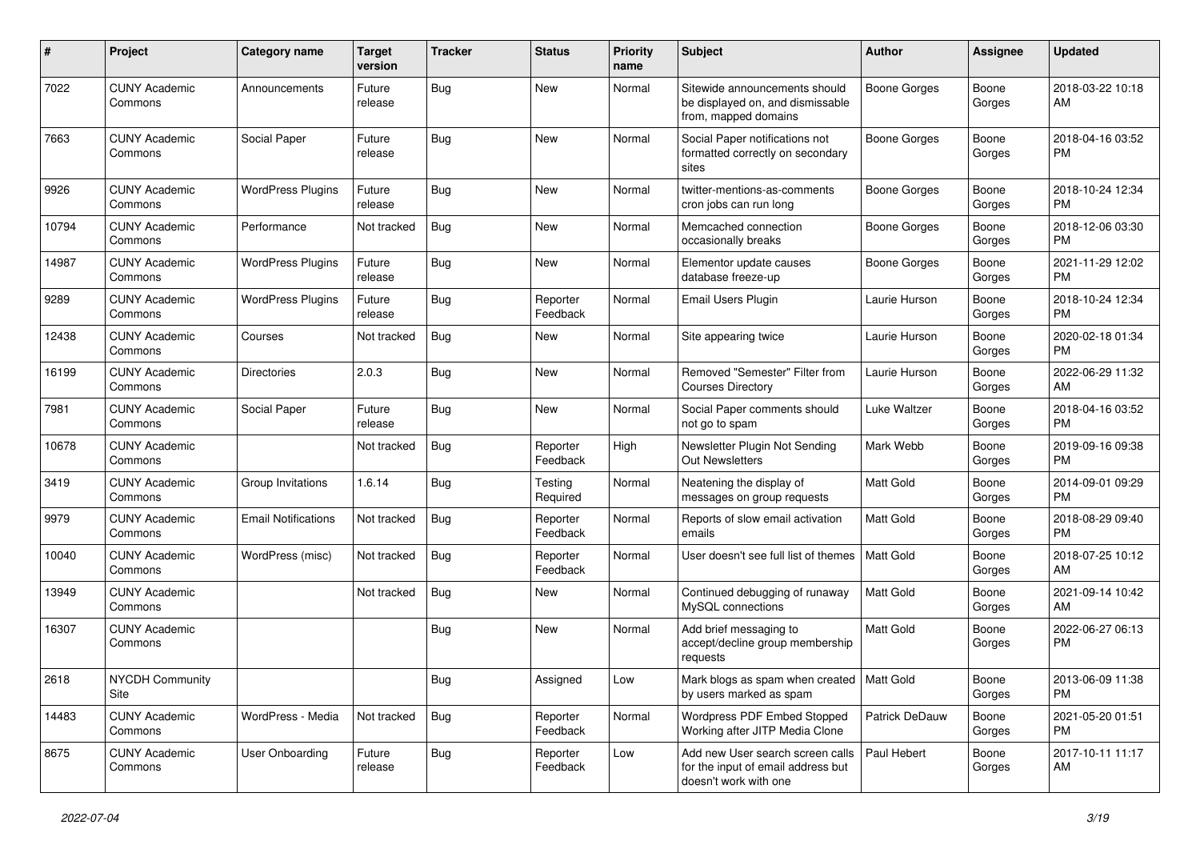| # | Project | Category name | Target version | Tracker | Status | Priority name | Subject | Author | Assignee | Updated |
|---|---|---|---|---|---|---|---|---|---|---|
| 7022 | CUNY Academic Commons | Announcements | Future release | Bug | New | Normal | Sitewide announcements should be displayed on, and dismissable from, mapped domains | Boone Gorges | Boone Gorges | 2018-03-22 10:18 AM |
| 7663 | CUNY Academic Commons | Social Paper | Future release | Bug | New | Normal | Social Paper notifications not formatted correctly on secondary sites | Boone Gorges | Boone Gorges | 2018-04-16 03:52 PM |
| 9926 | CUNY Academic Commons | WordPress Plugins | Future release | Bug | New | Normal | twitter-mentions-as-comments cron jobs can run long | Boone Gorges | Boone Gorges | 2018-10-24 12:34 PM |
| 10794 | CUNY Academic Commons | Performance | Not tracked | Bug | New | Normal | Memcached connection occasionally breaks | Boone Gorges | Boone Gorges | 2018-12-06 03:30 PM |
| 14987 | CUNY Academic Commons | WordPress Plugins | Future release | Bug | New | Normal | Elementor update causes database freeze-up | Boone Gorges | Boone Gorges | 2021-11-29 12:02 PM |
| 9289 | CUNY Academic Commons | WordPress Plugins | Future release | Bug | Reporter Feedback | Normal | Email Users Plugin | Laurie Hurson | Boone Gorges | 2018-10-24 12:34 PM |
| 12438 | CUNY Academic Commons | Courses | Not tracked | Bug | New | Normal | Site appearing twice | Laurie Hurson | Boone Gorges | 2020-02-18 01:34 PM |
| 16199 | CUNY Academic Commons | Directories | 2.0.3 | Bug | New | Normal | Removed "Semester" Filter from Courses Directory | Laurie Hurson | Boone Gorges | 2022-06-29 11:32 AM |
| 7981 | CUNY Academic Commons | Social Paper | Future release | Bug | New | Normal | Social Paper comments should not go to spam | Luke Waltzer | Boone Gorges | 2018-04-16 03:52 PM |
| 10678 | CUNY Academic Commons | | Not tracked | Bug | Reporter Feedback | High | Newsletter Plugin Not Sending Out Newsletters | Mark Webb | Boone Gorges | 2019-09-16 09:38 PM |
| 3419 | CUNY Academic Commons | Group Invitations | 1.6.14 | Bug | Testing Required | Normal | Neatening the display of messages on group requests | Matt Gold | Boone Gorges | 2014-09-01 09:29 PM |
| 9979 | CUNY Academic Commons | Email Notifications | Not tracked | Bug | Reporter Feedback | Normal | Reports of slow email activation emails | Matt Gold | Boone Gorges | 2018-08-29 09:40 PM |
| 10040 | CUNY Academic Commons | WordPress (misc) | Not tracked | Bug | Reporter Feedback | Normal | User doesn't see full list of themes | Matt Gold | Boone Gorges | 2018-07-25 10:12 AM |
| 13949 | CUNY Academic Commons | | Not tracked | Bug | New | Normal | Continued debugging of runaway MySQL connections | Matt Gold | Boone Gorges | 2021-09-14 10:42 AM |
| 16307 | CUNY Academic Commons | | | Bug | New | Normal | Add brief messaging to accept/decline group membership requests | Matt Gold | Boone Gorges | 2022-06-27 06:13 PM |
| 2618 | NYCDH Community Site | | | Bug | Assigned | Low | Mark blogs as spam when created by users marked as spam | Matt Gold | Boone Gorges | 2013-06-09 11:38 PM |
| 14483 | CUNY Academic Commons | WordPress - Media | Not tracked | Bug | Reporter Feedback | Normal | Wordpress PDF Embed Stopped Working after JITP Media Clone | Patrick DeDauw | Boone Gorges | 2021-05-20 01:51 PM |
| 8675 | CUNY Academic Commons | User Onboarding | Future release | Bug | Reporter Feedback | Low | Add new User search screen calls for the input of email address but doesn't work with one | Paul Hebert | Boone Gorges | 2017-10-11 11:17 AM |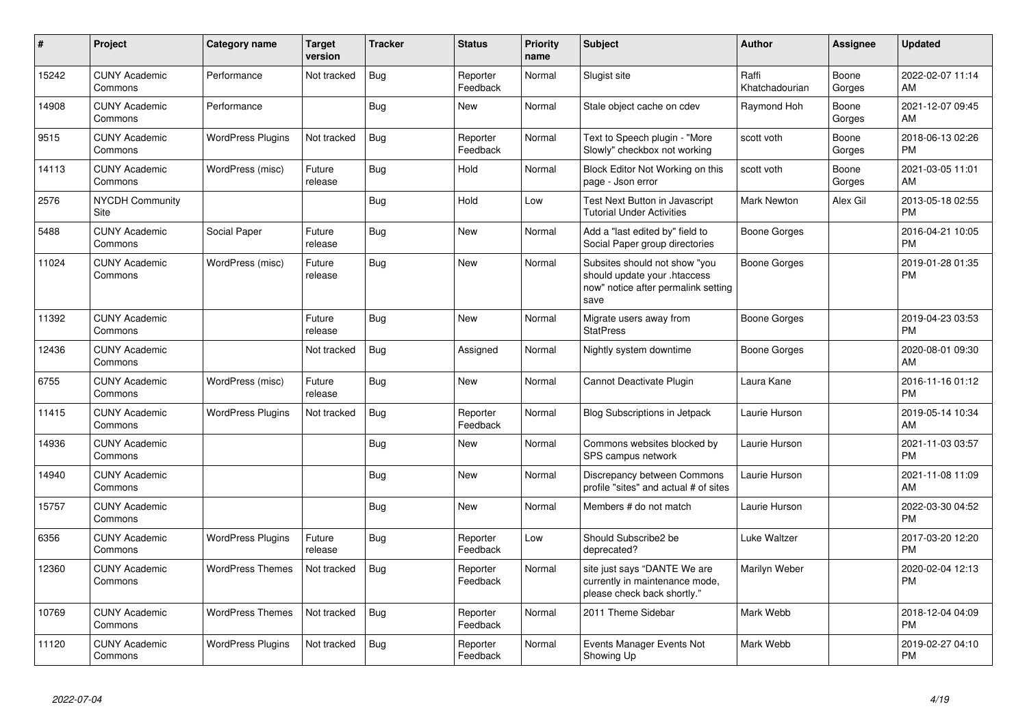| # | Project | Category name | Target version | Tracker | Status | Priority name | Subject | Author | Assignee | Updated |
|---|---|---|---|---|---|---|---|---|---|---|
| 15242 | CUNY Academic Commons | Performance | Not tracked | Bug | Reporter Feedback | Normal | Slugist site | Raffi Khatchadourian | Boone Gorges | 2022-02-07 11:14 AM |
| 14908 | CUNY Academic Commons | Performance | | Bug | New | Normal | Stale object cache on cdev | Raymond Hoh | Boone Gorges | 2021-12-07 09:45 AM |
| 9515 | CUNY Academic Commons | WordPress Plugins | Not tracked | Bug | Reporter Feedback | Normal | Text to Speech plugin - "More Slowly" checkbox not working | scott voth | Boone Gorges | 2018-06-13 02:26 PM |
| 14113 | CUNY Academic Commons | WordPress (misc) | Future release | Bug | Hold | Normal | Block Editor Not Working on this page - Json error | scott voth | Boone Gorges | 2021-03-05 11:01 AM |
| 2576 | NYCDH Community Site | | | Bug | Hold | Low | Test Next Button in Javascript Tutorial Under Activities | Mark Newton | Alex Gil | 2013-05-18 02:55 PM |
| 5488 | CUNY Academic Commons | Social Paper | Future release | Bug | New | Normal | Add a "last edited by" field to Social Paper group directories | Boone Gorges | | 2016-04-21 10:05 PM |
| 11024 | CUNY Academic Commons | WordPress (misc) | Future release | Bug | New | Normal | Subsites should not show "you should update your .htaccess now" notice after permalink setting save | Boone Gorges | | 2019-01-28 01:35 PM |
| 11392 | CUNY Academic Commons | | Future release | Bug | New | Normal | Migrate users away from StatPress | Boone Gorges | | 2019-04-23 03:53 PM |
| 12436 | CUNY Academic Commons | | Not tracked | Bug | Assigned | Normal | Nightly system downtime | Boone Gorges | | 2020-08-01 09:30 AM |
| 6755 | CUNY Academic Commons | WordPress (misc) | Future release | Bug | New | Normal | Cannot Deactivate Plugin | Laura Kane | | 2016-11-16 01:12 PM |
| 11415 | CUNY Academic Commons | WordPress Plugins | Not tracked | Bug | Reporter Feedback | Normal | Blog Subscriptions in Jetpack | Laurie Hurson | | 2019-05-14 10:34 AM |
| 14936 | CUNY Academic Commons | | | Bug | New | Normal | Commons websites blocked by SPS campus network | Laurie Hurson | | 2021-11-03 03:57 PM |
| 14940 | CUNY Academic Commons | | | Bug | New | Normal | Discrepancy between Commons profile "sites" and actual # of sites | Laurie Hurson | | 2021-11-08 11:09 AM |
| 15757 | CUNY Academic Commons | | | Bug | New | Normal | Members # do not match | Laurie Hurson | | 2022-03-30 04:52 PM |
| 6356 | CUNY Academic Commons | WordPress Plugins | Future release | Bug | Reporter Feedback | Low | Should Subscribe2 be deprecated? | Luke Waltzer | | 2017-03-20 12:20 PM |
| 12360 | CUNY Academic Commons | WordPress Themes | Not tracked | Bug | Reporter Feedback | Normal | site just says "DANTE We are currently in maintenance mode, please check back shortly." | Marilyn Weber | | 2020-02-04 12:13 PM |
| 10769 | CUNY Academic Commons | WordPress Themes | Not tracked | Bug | Reporter Feedback | Normal | 2011 Theme Sidebar | Mark Webb | | 2018-12-04 04:09 PM |
| 11120 | CUNY Academic Commons | WordPress Plugins | Not tracked | Bug | Reporter Feedback | Normal | Events Manager Events Not Showing Up | Mark Webb | | 2019-02-27 04:10 PM |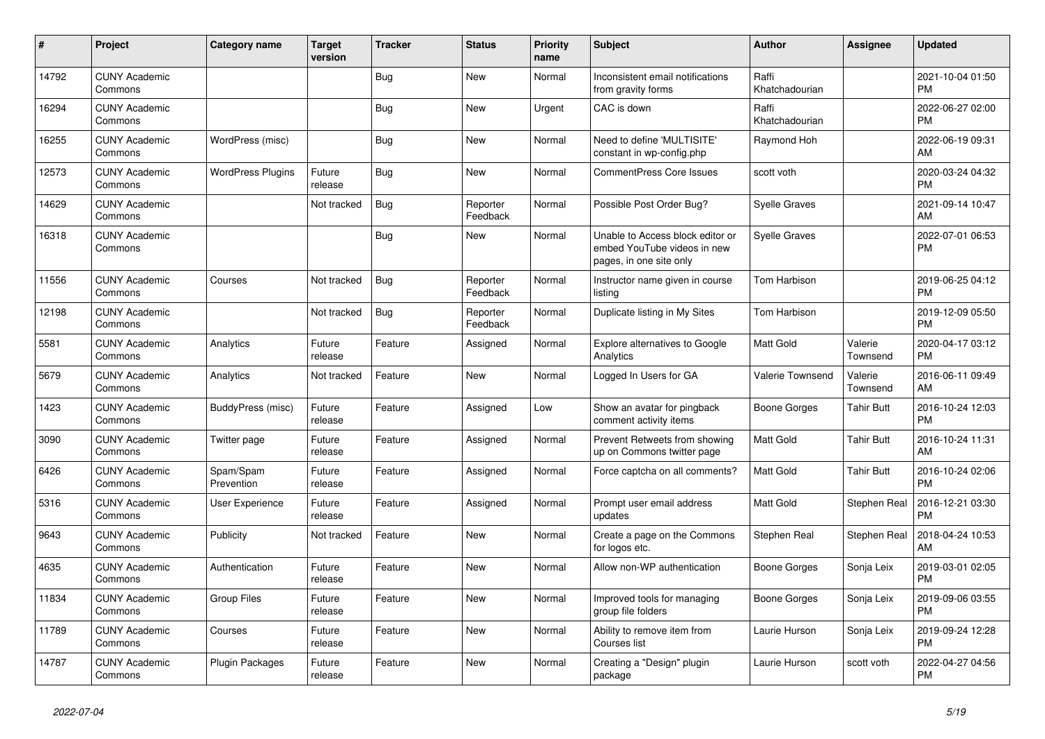| # | Project | Category name | Target version | Tracker | Status | Priority name | Subject | Author | Assignee | Updated |
|---|---|---|---|---|---|---|---|---|---|---|
| 14792 | CUNY Academic Commons | | | Bug | New | Normal | Inconsistent email notifications from gravity forms | Raffi Khatchadourian | | 2021-10-04 01:50 PM |
| 16294 | CUNY Academic Commons | | | Bug | New | Urgent | CAC is down | Raffi Khatchadourian | | 2022-06-27 02:00 PM |
| 16255 | CUNY Academic Commons | WordPress (misc) | | Bug | New | Normal | Need to define 'MULTISITE' constant in wp-config.php | Raymond Hoh | | 2022-06-19 09:31 AM |
| 12573 | CUNY Academic Commons | WordPress Plugins | Future release | Bug | New | Normal | CommentPress Core Issues | scott voth | | 2020-03-24 04:32 PM |
| 14629 | CUNY Academic Commons | | Not tracked | Bug | Reporter Feedback | Normal | Possible Post Order Bug? | Syelle Graves | | 2021-09-14 10:47 AM |
| 16318 | CUNY Academic Commons | | | Bug | New | Normal | Unable to Access block editor or embed YouTube videos in new pages, in one site only | Syelle Graves | | 2022-07-01 06:53 PM |
| 11556 | CUNY Academic Commons | Courses | Not tracked | Bug | Reporter Feedback | Normal | Instructor name given in course listing | Tom Harbison | | 2019-06-25 04:12 PM |
| 12198 | CUNY Academic Commons | | Not tracked | Bug | Reporter Feedback | Normal | Duplicate listing in My Sites | Tom Harbison | | 2019-12-09 05:50 PM |
| 5581 | CUNY Academic Commons | Analytics | Future release | Feature | Assigned | Normal | Explore alternatives to Google Analytics | Matt Gold | Valerie Townsend | 2020-04-17 03:12 PM |
| 5679 | CUNY Academic Commons | Analytics | Not tracked | Feature | New | Normal | Logged In Users for GA | Valerie Townsend | Valerie Townsend | 2016-06-11 09:49 AM |
| 1423 | CUNY Academic Commons | BuddyPress (misc) | Future release | Feature | Assigned | Low | Show an avatar for pingback comment activity items | Boone Gorges | Tahir Butt | 2016-10-24 12:03 PM |
| 3090 | CUNY Academic Commons | Twitter page | Future release | Feature | Assigned | Normal | Prevent Retweets from showing up on Commons twitter page | Matt Gold | Tahir Butt | 2016-10-24 11:31 AM |
| 6426 | CUNY Academic Commons | Spam/Spam Prevention | Future release | Feature | Assigned | Normal | Force captcha on all comments? | Matt Gold | Tahir Butt | 2016-10-24 02:06 PM |
| 5316 | CUNY Academic Commons | User Experience | Future release | Feature | Assigned | Normal | Prompt user email address updates | Matt Gold | Stephen Real | 2016-12-21 03:30 PM |
| 9643 | CUNY Academic Commons | Publicity | Not tracked | Feature | New | Normal | Create a page on the Commons for logos etc. | Stephen Real | Stephen Real | 2018-04-24 10:53 AM |
| 4635 | CUNY Academic Commons | Authentication | Future release | Feature | New | Normal | Allow non-WP authentication | Boone Gorges | Sonja Leix | 2019-03-01 02:05 PM |
| 11834 | CUNY Academic Commons | Group Files | Future release | Feature | New | Normal | Improved tools for managing group file folders | Boone Gorges | Sonja Leix | 2019-09-06 03:55 PM |
| 11789 | CUNY Academic Commons | Courses | Future release | Feature | New | Normal | Ability to remove item from Courses list | Laurie Hurson | Sonja Leix | 2019-09-24 12:28 PM |
| 14787 | CUNY Academic Commons | Plugin Packages | Future release | Feature | New | Normal | Creating a "Design" plugin package | Laurie Hurson | scott voth | 2022-04-27 04:56 PM |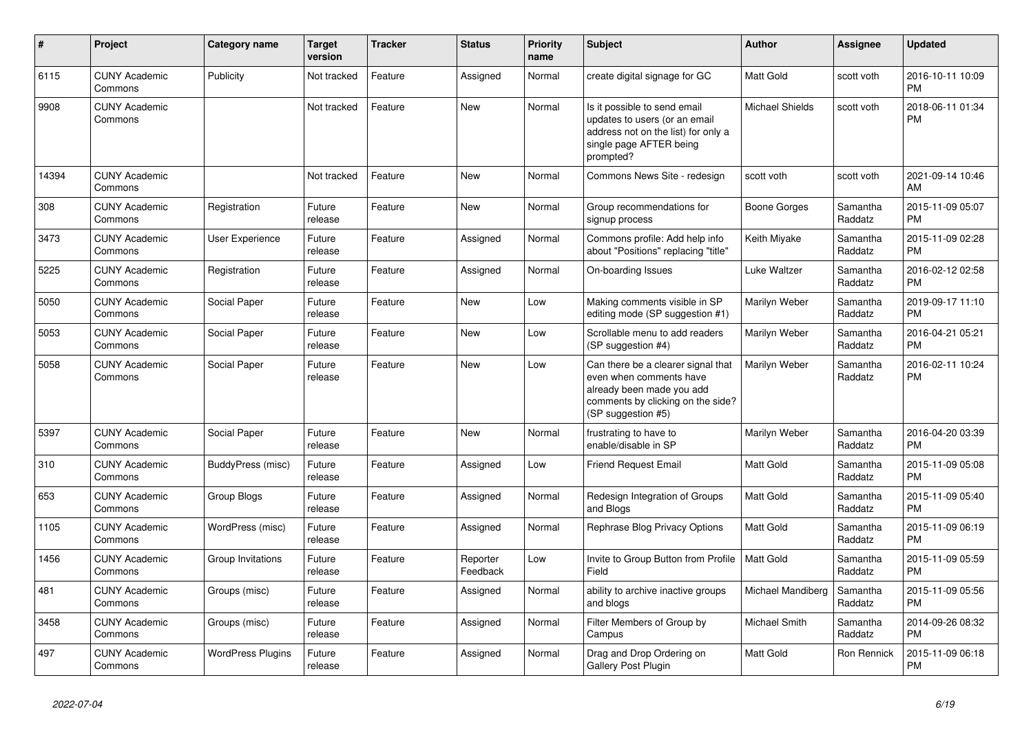| # | Project | Category name | Target version | Tracker | Status | Priority name | Subject | Author | Assignee | Updated |
|---|---|---|---|---|---|---|---|---|---|---|
| 6115 | CUNY Academic Commons | Publicity | Not tracked | Feature | Assigned | Normal | create digital signage for GC | Matt Gold | scott voth | 2016-10-11 10:09 PM |
| 9908 | CUNY Academic Commons | | Not tracked | Feature | New | Normal | Is it possible to send email updates to users (or an email address not on the list) for only a single page AFTER being prompted? | Michael Shields | scott voth | 2018-06-11 01:34 PM |
| 14394 | CUNY Academic Commons | | Not tracked | Feature | New | Normal | Commons News Site - redesign | scott voth | scott voth | 2021-09-14 10:46 AM |
| 308 | CUNY Academic Commons | Registration | Future release | Feature | New | Normal | Group recommendations for signup process | Boone Gorges | Samantha Raddatz | 2015-11-09 05:07 PM |
| 3473 | CUNY Academic Commons | User Experience | Future release | Feature | Assigned | Normal | Commons profile: Add help info about "Positions" replacing "title" | Keith Miyake | Samantha Raddatz | 2015-11-09 02:28 PM |
| 5225 | CUNY Academic Commons | Registration | Future release | Feature | Assigned | Normal | On-boarding Issues | Luke Waltzer | Samantha Raddatz | 2016-02-12 02:58 PM |
| 5050 | CUNY Academic Commons | Social Paper | Future release | Feature | New | Low | Making comments visible in SP editing mode (SP suggestion #1) | Marilyn Weber | Samantha Raddatz | 2019-09-17 11:10 PM |
| 5053 | CUNY Academic Commons | Social Paper | Future release | Feature | New | Low | Scrollable menu to add readers (SP suggestion #4) | Marilyn Weber | Samantha Raddatz | 2016-04-21 05:21 PM |
| 5058 | CUNY Academic Commons | Social Paper | Future release | Feature | New | Low | Can there be a clearer signal that even when comments have already been made you add comments by clicking on the side? (SP suggestion #5) | Marilyn Weber | Samantha Raddatz | 2016-02-11 10:24 PM |
| 5397 | CUNY Academic Commons | Social Paper | Future release | Feature | New | Normal | frustrating to have to enable/disable in SP | Marilyn Weber | Samantha Raddatz | 2016-04-20 03:39 PM |
| 310 | CUNY Academic Commons | BuddyPress (misc) | Future release | Feature | Assigned | Low | Friend Request Email | Matt Gold | Samantha Raddatz | 2015-11-09 05:08 PM |
| 653 | CUNY Academic Commons | Group Blogs | Future release | Feature | Assigned | Normal | Redesign Integration of Groups and Blogs | Matt Gold | Samantha Raddatz | 2015-11-09 05:40 PM |
| 1105 | CUNY Academic Commons | WordPress (misc) | Future release | Feature | Assigned | Normal | Rephrase Blog Privacy Options | Matt Gold | Samantha Raddatz | 2015-11-09 06:19 PM |
| 1456 | CUNY Academic Commons | Group Invitations | Future release | Feature | Reporter Feedback | Low | Invite to Group Button from Profile Field | Matt Gold | Samantha Raddatz | 2015-11-09 05:59 PM |
| 481 | CUNY Academic Commons | Groups (misc) | Future release | Feature | Assigned | Normal | ability to archive inactive groups and blogs | Michael Mandiberg | Samantha Raddatz | 2015-11-09 05:56 PM |
| 3458 | CUNY Academic Commons | Groups (misc) | Future release | Feature | Assigned | Normal | Filter Members of Group by Campus | Michael Smith | Samantha Raddatz | 2014-09-26 08:32 PM |
| 497 | CUNY Academic Commons | WordPress Plugins | Future release | Feature | Assigned | Normal | Drag and Drop Ordering on Gallery Post Plugin | Matt Gold | Ron Rennick | 2015-11-09 06:18 PM |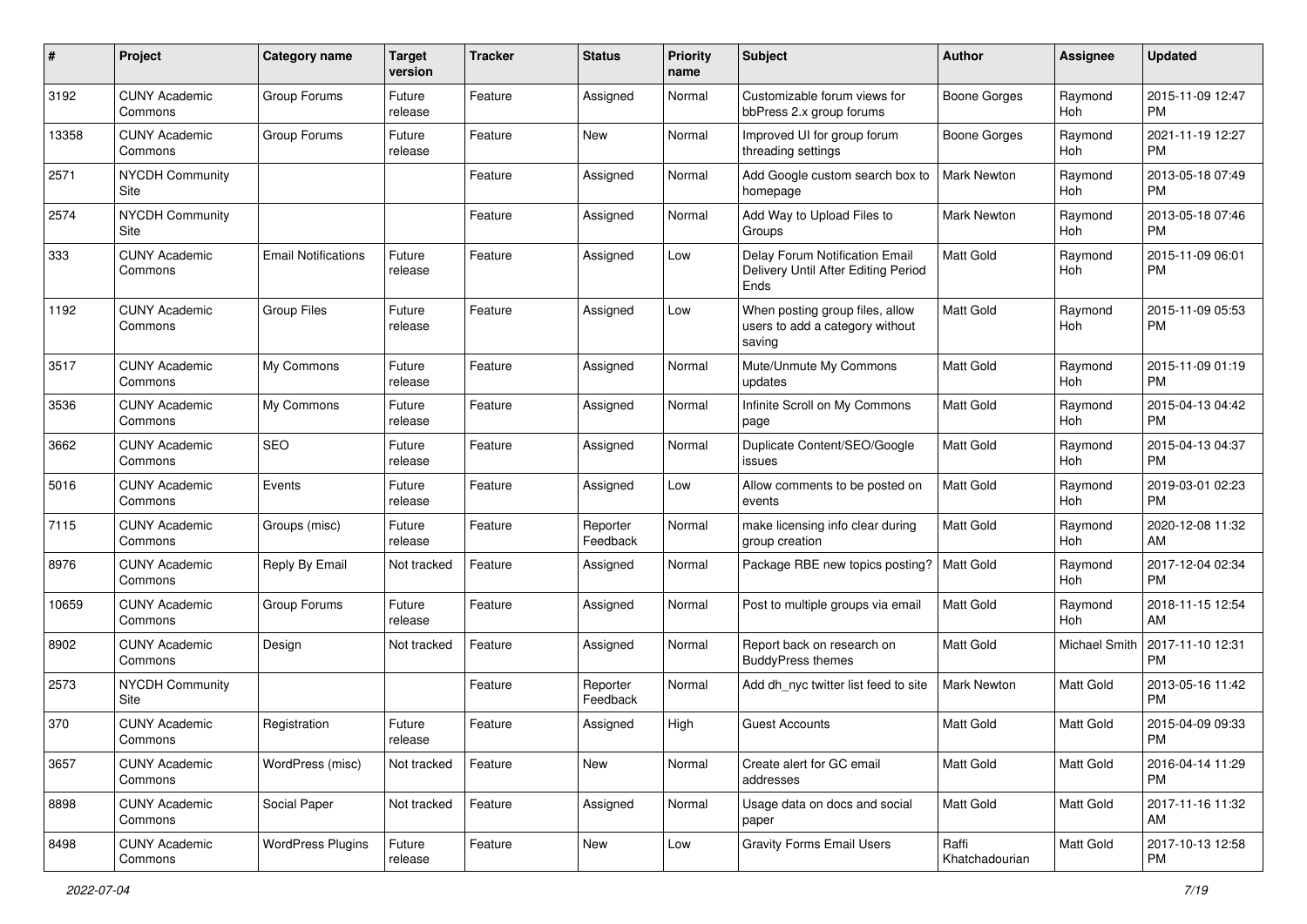| # | Project | Category name | Target version | Tracker | Status | Priority name | Subject | Author | Assignee | Updated |
|---|---|---|---|---|---|---|---|---|---|---|
| 3192 | CUNY Academic Commons | Group Forums | Future release | Feature | Assigned | Normal | Customizable forum views for bbPress 2.x group forums | Boone Gorges | Raymond Hoh | 2015-11-09 12:47 PM |
| 13358 | CUNY Academic Commons | Group Forums | Future release | Feature | New | Normal | Improved UI for group forum threading settings | Boone Gorges | Raymond Hoh | 2021-11-19 12:27 PM |
| 2571 | NYCDH Community Site | | | Feature | Assigned | Normal | Add Google custom search box to homepage | Mark Newton | Raymond Hoh | 2013-05-18 07:49 PM |
| 2574 | NYCDH Community Site | | | Feature | Assigned | Normal | Add Way to Upload Files to Groups | Mark Newton | Raymond Hoh | 2013-05-18 07:46 PM |
| 333 | CUNY Academic Commons | Email Notifications | Future release | Feature | Assigned | Low | Delay Forum Notification Email Delivery Until After Editing Period Ends | Matt Gold | Raymond Hoh | 2015-11-09 06:01 PM |
| 1192 | CUNY Academic Commons | Group Files | Future release | Feature | Assigned | Low | When posting group files, allow users to add a category without saving | Matt Gold | Raymond Hoh | 2015-11-09 05:53 PM |
| 3517 | CUNY Academic Commons | My Commons | Future release | Feature | Assigned | Normal | Mute/Unmute My Commons updates | Matt Gold | Raymond Hoh | 2015-11-09 01:19 PM |
| 3536 | CUNY Academic Commons | My Commons | Future release | Feature | Assigned | Normal | Infinite Scroll on My Commons page | Matt Gold | Raymond Hoh | 2015-04-13 04:42 PM |
| 3662 | CUNY Academic Commons | SEO | Future release | Feature | Assigned | Normal | Duplicate Content/SEO/Google issues | Matt Gold | Raymond Hoh | 2015-04-13 04:37 PM |
| 5016 | CUNY Academic Commons | Events | Future release | Feature | Assigned | Low | Allow comments to be posted on events | Matt Gold | Raymond Hoh | 2019-03-01 02:23 PM |
| 7115 | CUNY Academic Commons | Groups (misc) | Future release | Feature | Reporter Feedback | Normal | make licensing info clear during group creation | Matt Gold | Raymond Hoh | 2020-12-08 11:32 AM |
| 8976 | CUNY Academic Commons | Reply By Email | Not tracked | Feature | Assigned | Normal | Package RBE new topics posting? | Matt Gold | Raymond Hoh | 2017-12-04 02:34 PM |
| 10659 | CUNY Academic Commons | Group Forums | Future release | Feature | Assigned | Normal | Post to multiple groups via email | Matt Gold | Raymond Hoh | 2018-11-15 12:54 AM |
| 8902 | CUNY Academic Commons | Design | Not tracked | Feature | Assigned | Normal | Report back on research on BuddyPress themes | Matt Gold | Michael Smith | 2017-11-10 12:31 PM |
| 2573 | NYCDH Community Site | | | Feature | Reporter Feedback | Normal | Add dh_nyc twitter list feed to site | Mark Newton | Matt Gold | 2013-05-16 11:42 PM |
| 370 | CUNY Academic Commons | Registration | Future release | Feature | Assigned | High | Guest Accounts | Matt Gold | Matt Gold | 2015-04-09 09:33 PM |
| 3657 | CUNY Academic Commons | WordPress (misc) | Not tracked | Feature | New | Normal | Create alert for GC email addresses | Matt Gold | Matt Gold | 2016-04-14 11:29 PM |
| 8898 | CUNY Academic Commons | Social Paper | Not tracked | Feature | Assigned | Normal | Usage data on docs and social paper | Matt Gold | Matt Gold | 2017-11-16 11:32 AM |
| 8498 | CUNY Academic Commons | WordPress Plugins | Future release | Feature | New | Low | Gravity Forms Email Users | Raffi Khatchadourian | Matt Gold | 2017-10-13 12:58 PM |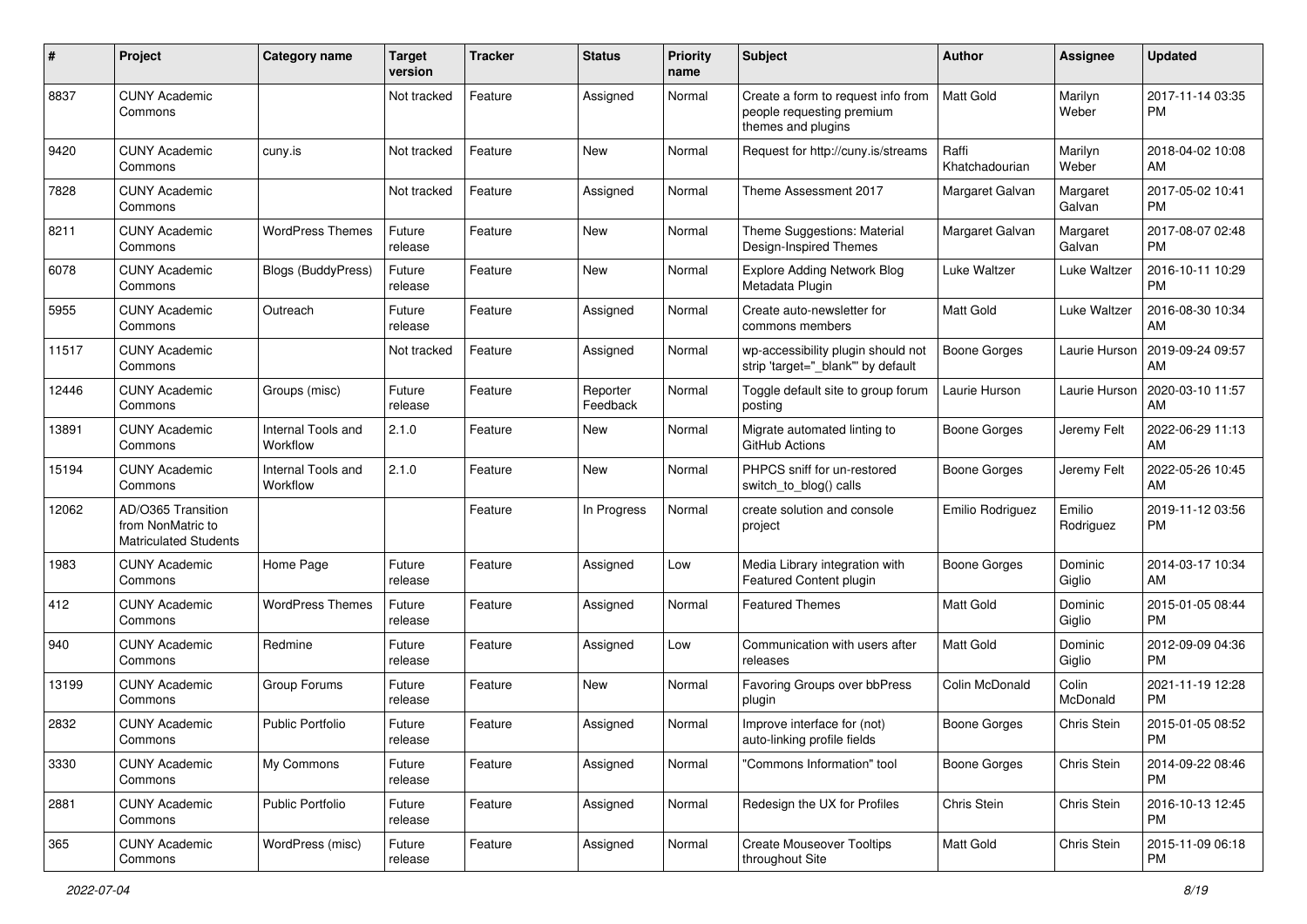| # | Project | Category name | Target version | Tracker | Status | Priority name | Subject | Author | Assignee | Updated |
|---|---|---|---|---|---|---|---|---|---|---|
| 8837 | CUNY Academic Commons | | Not tracked | Feature | Assigned | Normal | Create a form to request info from people requesting premium themes and plugins | Matt Gold | Marilyn Weber | 2017-11-14 03:35 PM |
| 9420 | CUNY Academic Commons | cuny.is | Not tracked | Feature | New | Normal | Request for http://cuny.is/streams | Raffi Khatchadourian | Marilyn Weber | 2018-04-02 10:08 AM |
| 7828 | CUNY Academic Commons | | Not tracked | Feature | Assigned | Normal | Theme Assessment 2017 | Margaret Galvan | Margaret Galvan | 2017-05-02 10:41 PM |
| 8211 | CUNY Academic Commons | WordPress Themes | Future release | Feature | New | Normal | Theme Suggestions: Material Design-Inspired Themes | Margaret Galvan | Margaret Galvan | 2017-08-07 02:48 PM |
| 6078 | CUNY Academic Commons | Blogs (BuddyPress) | Future release | Feature | New | Normal | Explore Adding Network Blog Metadata Plugin | Luke Waltzer | Luke Waltzer | 2016-10-11 10:29 PM |
| 5955 | CUNY Academic Commons | Outreach | Future release | Feature | Assigned | Normal | Create auto-newsletter for commons members | Matt Gold | Luke Waltzer | 2016-08-30 10:34 AM |
| 11517 | CUNY Academic Commons | | Not tracked | Feature | Assigned | Normal | wp-accessibility plugin should not strip 'target="_blank"' by default | Boone Gorges | Laurie Hurson | 2019-09-24 09:57 AM |
| 12446 | CUNY Academic Commons | Groups (misc) | Future release | Feature | Reporter Feedback | Normal | Toggle default site to group forum posting | Laurie Hurson | Laurie Hurson | 2020-03-10 11:57 AM |
| 13891 | CUNY Academic Commons | Internal Tools and Workflow | 2.1.0 | Feature | New | Normal | Migrate automated linting to GitHub Actions | Boone Gorges | Jeremy Felt | 2022-06-29 11:13 AM |
| 15194 | CUNY Academic Commons | Internal Tools and Workflow | 2.1.0 | Feature | New | Normal | PHPCS sniff for un-restored switch_to_blog() calls | Boone Gorges | Jeremy Felt | 2022-05-26 10:45 AM |
| 12062 | AD/O365 Transition from NonMatric to Matriculated Students | | | Feature | In Progress | Normal | create solution and console project | Emilio Rodriguez | Emilio Rodriguez | 2019-11-12 03:56 PM |
| 1983 | CUNY Academic Commons | Home Page | Future release | Feature | Assigned | Low | Media Library integration with Featured Content plugin | Boone Gorges | Dominic Giglio | 2014-03-17 10:34 AM |
| 412 | CUNY Academic Commons | WordPress Themes | Future release | Feature | Assigned | Normal | Featured Themes | Matt Gold | Dominic Giglio | 2015-01-05 08:44 PM |
| 940 | CUNY Academic Commons | Redmine | Future release | Feature | Assigned | Low | Communication with users after releases | Matt Gold | Dominic Giglio | 2012-09-09 04:36 PM |
| 13199 | CUNY Academic Commons | Group Forums | Future release | Feature | New | Normal | Favoring Groups over bbPress plugin | Colin McDonald | Colin McDonald | 2021-11-19 12:28 PM |
| 2832 | CUNY Academic Commons | Public Portfolio | Future release | Feature | Assigned | Normal | Improve interface for (not) auto-linking profile fields | Boone Gorges | Chris Stein | 2015-01-05 08:52 PM |
| 3330 | CUNY Academic Commons | My Commons | Future release | Feature | Assigned | Normal | "Commons Information" tool | Boone Gorges | Chris Stein | 2014-09-22 08:46 PM |
| 2881 | CUNY Academic Commons | Public Portfolio | Future release | Feature | Assigned | Normal | Redesign the UX for Profiles | Chris Stein | Chris Stein | 2016-10-13 12:45 PM |
| 365 | CUNY Academic Commons | WordPress (misc) | Future release | Feature | Assigned | Normal | Create Mouseover Tooltips throughout Site | Matt Gold | Chris Stein | 2015-11-09 06:18 PM |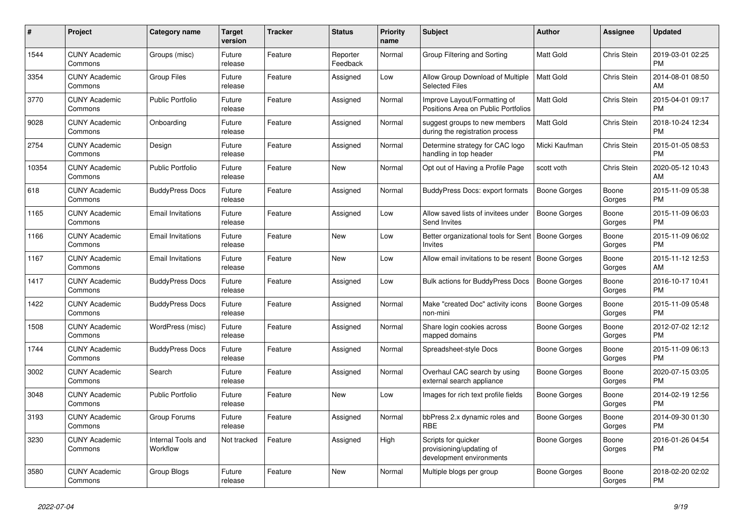| # | Project | Category name | Target version | Tracker | Status | Priority name | Subject | Author | Assignee | Updated |
|---|---|---|---|---|---|---|---|---|---|---|
| 1544 | CUNY Academic Commons | Groups (misc) | Future release | Feature | Reporter Feedback | Normal | Group Filtering and Sorting | Matt Gold | Chris Stein | 2019-03-01 02:25 PM |
| 3354 | CUNY Academic Commons | Group Files | Future release | Feature | Assigned | Low | Allow Group Download of Multiple Selected Files | Matt Gold | Chris Stein | 2014-08-01 08:50 AM |
| 3770 | CUNY Academic Commons | Public Portfolio | Future release | Feature | Assigned | Normal | Improve Layout/Formatting of Positions Area on Public Portfolios | Matt Gold | Chris Stein | 2015-04-01 09:17 PM |
| 9028 | CUNY Academic Commons | Onboarding | Future release | Feature | Assigned | Normal | suggest groups to new members during the registration process | Matt Gold | Chris Stein | 2018-10-24 12:34 PM |
| 2754 | CUNY Academic Commons | Design | Future release | Feature | Assigned | Normal | Determine strategy for CAC logo handling in top header | Micki Kaufman | Chris Stein | 2015-01-05 08:53 PM |
| 10354 | CUNY Academic Commons | Public Portfolio | Future release | Feature | New | Normal | Opt out of Having a Profile Page | scott voth | Chris Stein | 2020-05-12 10:43 AM |
| 618 | CUNY Academic Commons | BuddyPress Docs | Future release | Feature | Assigned | Normal | BuddyPress Docs: export formats | Boone Gorges | Boone Gorges | 2015-11-09 05:38 PM |
| 1165 | CUNY Academic Commons | Email Invitations | Future release | Feature | Assigned | Low | Allow saved lists of invitees under Send Invites | Boone Gorges | Boone Gorges | 2015-11-09 06:03 PM |
| 1166 | CUNY Academic Commons | Email Invitations | Future release | Feature | New | Low | Better organizational tools for Sent Invites | Boone Gorges | Boone Gorges | 2015-11-09 06:02 PM |
| 1167 | CUNY Academic Commons | Email Invitations | Future release | Feature | New | Low | Allow email invitations to be resent | Boone Gorges | Boone Gorges | 2015-11-12 12:53 AM |
| 1417 | CUNY Academic Commons | BuddyPress Docs | Future release | Feature | Assigned | Low | Bulk actions for BuddyPress Docs | Boone Gorges | Boone Gorges | 2016-10-17 10:41 PM |
| 1422 | CUNY Academic Commons | BuddyPress Docs | Future release | Feature | Assigned | Normal | Make "created Doc" activity icons non-mini | Boone Gorges | Boone Gorges | 2015-11-09 05:48 PM |
| 1508 | CUNY Academic Commons | WordPress (misc) | Future release | Feature | Assigned | Normal | Share login cookies across mapped domains | Boone Gorges | Boone Gorges | 2012-07-02 12:12 PM |
| 1744 | CUNY Academic Commons | BuddyPress Docs | Future release | Feature | Assigned | Normal | Spreadsheet-style Docs | Boone Gorges | Boone Gorges | 2015-11-09 06:13 PM |
| 3002 | CUNY Academic Commons | Search | Future release | Feature | Assigned | Normal | Overhaul CAC search by using external search appliance | Boone Gorges | Boone Gorges | 2020-07-15 03:05 PM |
| 3048 | CUNY Academic Commons | Public Portfolio | Future release | Feature | New | Low | Images for rich text profile fields | Boone Gorges | Boone Gorges | 2014-02-19 12:56 PM |
| 3193 | CUNY Academic Commons | Group Forums | Future release | Feature | Assigned | Normal | bbPress 2.x dynamic roles and RBE | Boone Gorges | Boone Gorges | 2014-09-30 01:30 PM |
| 3230 | CUNY Academic Commons | Internal Tools and Workflow | Not tracked | Feature | Assigned | High | Scripts for quicker provisioning/updating of development environments | Boone Gorges | Boone Gorges | 2016-01-26 04:54 PM |
| 3580 | CUNY Academic Commons | Group Blogs | Future release | Feature | New | Normal | Multiple blogs per group | Boone Gorges | Boone Gorges | 2018-02-20 02:02 PM |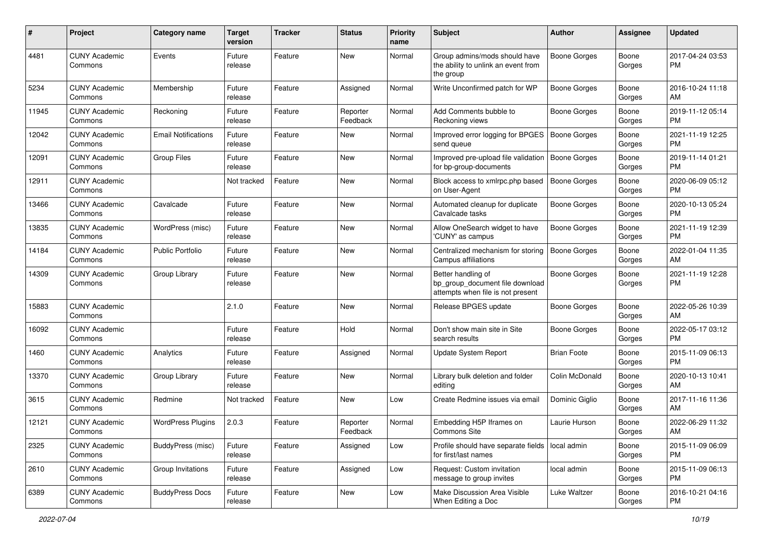| # | Project | Category name | Target version | Tracker | Status | Priority name | Subject | Author | Assignee | Updated |
|---|---|---|---|---|---|---|---|---|---|---|
| 4481 | CUNY Academic Commons | Events | Future release | Feature | New | Normal | Group admins/mods should have the ability to unlink an event from the group | Boone Gorges | Boone Gorges | 2017-04-24 03:53 PM |
| 5234 | CUNY Academic Commons | Membership | Future release | Feature | Assigned | Normal | Write Unconfirmed patch for WP | Boone Gorges | Boone Gorges | 2016-10-24 11:18 AM |
| 11945 | CUNY Academic Commons | Reckoning | Future release | Feature | Reporter Feedback | Normal | Add Comments bubble to Reckoning views | Boone Gorges | Boone Gorges | 2019-11-12 05:14 PM |
| 12042 | CUNY Academic Commons | Email Notifications | Future release | Feature | New | Normal | Improved error logging for BPGES send queue | Boone Gorges | Boone Gorges | 2021-11-19 12:25 PM |
| 12091 | CUNY Academic Commons | Group Files | Future release | Feature | New | Normal | Improved pre-upload file validation for bp-group-documents | Boone Gorges | Boone Gorges | 2019-11-14 01:21 PM |
| 12911 | CUNY Academic Commons | | Not tracked | Feature | New | Normal | Block access to xmlrpc.php based on User-Agent | Boone Gorges | Boone Gorges | 2020-06-09 05:12 PM |
| 13466 | CUNY Academic Commons | Cavalcade | Future release | Feature | New | Normal | Automated cleanup for duplicate Cavalcade tasks | Boone Gorges | Boone Gorges | 2020-10-13 05:24 PM |
| 13835 | CUNY Academic Commons | WordPress (misc) | Future release | Feature | New | Normal | Allow OneSearch widget to have 'CUNY' as campus | Boone Gorges | Boone Gorges | 2021-11-19 12:39 PM |
| 14184 | CUNY Academic Commons | Public Portfolio | Future release | Feature | New | Normal | Centralized mechanism for storing Campus affiliations | Boone Gorges | Boone Gorges | 2022-01-04 11:35 AM |
| 14309 | CUNY Academic Commons | Group Library | Future release | Feature | New | Normal | Better handling of bp_group_document file download attempts when file is not present | Boone Gorges | Boone Gorges | 2021-11-19 12:28 PM |
| 15883 | CUNY Academic Commons | | 2.1.0 | Feature | New | Normal | Release BPGES update | Boone Gorges | Boone Gorges | 2022-05-26 10:39 AM |
| 16092 | CUNY Academic Commons | | Future release | Feature | Hold | Normal | Don't show main site in Site search results | Boone Gorges | Boone Gorges | 2022-05-17 03:12 PM |
| 1460 | CUNY Academic Commons | Analytics | Future release | Feature | Assigned | Normal | Update System Report | Brian Foote | Boone Gorges | 2015-11-09 06:13 PM |
| 13370 | CUNY Academic Commons | Group Library | Future release | Feature | New | Normal | Library bulk deletion and folder editing | Colin McDonald | Boone Gorges | 2020-10-13 10:41 AM |
| 3615 | CUNY Academic Commons | Redmine | Not tracked | Feature | New | Low | Create Redmine issues via email | Dominic Giglio | Boone Gorges | 2017-11-16 11:36 AM |
| 12121 | CUNY Academic Commons | WordPress Plugins | 2.0.3 | Feature | Reporter Feedback | Normal | Embedding H5P Iframes on Commons Site | Laurie Hurson | Boone Gorges | 2022-06-29 11:32 AM |
| 2325 | CUNY Academic Commons | BuddyPress (misc) | Future release | Feature | Assigned | Low | Profile should have separate fields for first/last names | local admin | Boone Gorges | 2015-11-09 06:09 PM |
| 2610 | CUNY Academic Commons | Group Invitations | Future release | Feature | Assigned | Low | Request: Custom invitation message to group invites | local admin | Boone Gorges | 2015-11-09 06:13 PM |
| 6389 | CUNY Academic Commons | BuddyPress Docs | Future release | Feature | New | Low | Make Discussion Area Visible When Editing a Doc | Luke Waltzer | Boone Gorges | 2016-10-21 04:16 PM |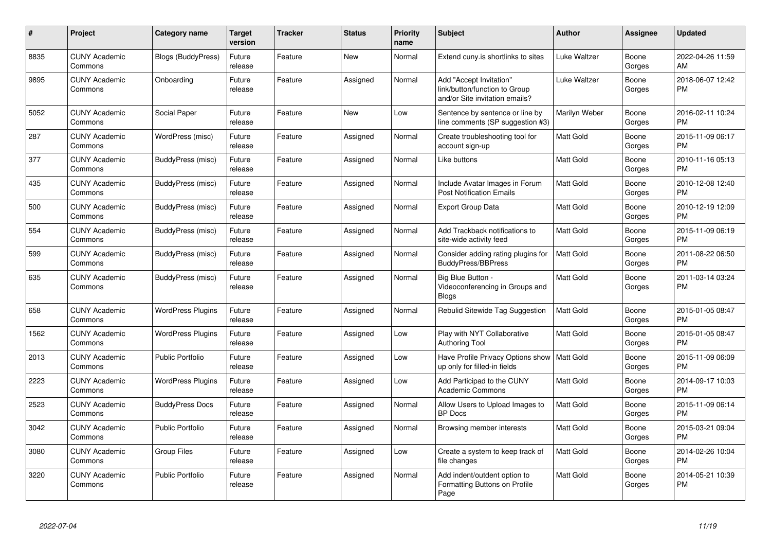| # | Project | Category name | Target version | Tracker | Status | Priority name | Subject | Author | Assignee | Updated |
|---|---|---|---|---|---|---|---|---|---|---|
| 8835 | CUNY Academic Commons | Blogs (BuddyPress) | Future release | Feature | New | Normal | Extend cuny.is shortlinks to sites | Luke Waltzer | Boone Gorges | 2022-04-26 11:59 AM |
| 9895 | CUNY Academic Commons | Onboarding | Future release | Feature | Assigned | Normal | Add "Accept Invitation" link/button/function to Group and/or Site invitation emails? | Luke Waltzer | Boone Gorges | 2018-06-07 12:42 PM |
| 5052 | CUNY Academic Commons | Social Paper | Future release | Feature | New | Low | Sentence by sentence or line by line comments (SP suggestion #3) | Marilyn Weber | Boone Gorges | 2016-02-11 10:24 PM |
| 287 | CUNY Academic Commons | WordPress (misc) | Future release | Feature | Assigned | Normal | Create troubleshooting tool for account sign-up | Matt Gold | Boone Gorges | 2015-11-09 06:17 PM |
| 377 | CUNY Academic Commons | BuddyPress (misc) | Future release | Feature | Assigned | Normal | Like buttons | Matt Gold | Boone Gorges | 2010-11-16 05:13 PM |
| 435 | CUNY Academic Commons | BuddyPress (misc) | Future release | Feature | Assigned | Normal | Include Avatar Images in Forum Post Notification Emails | Matt Gold | Boone Gorges | 2010-12-08 12:40 PM |
| 500 | CUNY Academic Commons | BuddyPress (misc) | Future release | Feature | Assigned | Normal | Export Group Data | Matt Gold | Boone Gorges | 2010-12-19 12:09 PM |
| 554 | CUNY Academic Commons | BuddyPress (misc) | Future release | Feature | Assigned | Normal | Add Trackback notifications to site-wide activity feed | Matt Gold | Boone Gorges | 2015-11-09 06:19 PM |
| 599 | CUNY Academic Commons | BuddyPress (misc) | Future release | Feature | Assigned | Normal | Consider adding rating plugins for BuddyPress/BBPress | Matt Gold | Boone Gorges | 2011-08-22 06:50 PM |
| 635 | CUNY Academic Commons | BuddyPress (misc) | Future release | Feature | Assigned | Normal | Big Blue Button - Videoconferencing in Groups and Blogs | Matt Gold | Boone Gorges | 2011-03-14 03:24 PM |
| 658 | CUNY Academic Commons | WordPress Plugins | Future release | Feature | Assigned | Normal | Rebulid Sitewide Tag Suggestion | Matt Gold | Boone Gorges | 2015-01-05 08:47 PM |
| 1562 | CUNY Academic Commons | WordPress Plugins | Future release | Feature | Assigned | Low | Play with NYT Collaborative Authoring Tool | Matt Gold | Boone Gorges | 2015-01-05 08:47 PM |
| 2013 | CUNY Academic Commons | Public Portfolio | Future release | Feature | Assigned | Low | Have Profile Privacy Options show up only for filled-in fields | Matt Gold | Boone Gorges | 2015-11-09 06:09 PM |
| 2223 | CUNY Academic Commons | WordPress Plugins | Future release | Feature | Assigned | Low | Add Participad to the CUNY Academic Commons | Matt Gold | Boone Gorges | 2014-09-17 10:03 PM |
| 2523 | CUNY Academic Commons | BuddyPress Docs | Future release | Feature | Assigned | Normal | Allow Users to Upload Images to BP Docs | Matt Gold | Boone Gorges | 2015-11-09 06:14 PM |
| 3042 | CUNY Academic Commons | Public Portfolio | Future release | Feature | Assigned | Normal | Browsing member interests | Matt Gold | Boone Gorges | 2015-03-21 09:04 PM |
| 3080 | CUNY Academic Commons | Group Files | Future release | Feature | Assigned | Low | Create a system to keep track of file changes | Matt Gold | Boone Gorges | 2014-02-26 10:04 PM |
| 3220 | CUNY Academic Commons | Public Portfolio | Future release | Feature | Assigned | Normal | Add indent/outdent option to Formatting Buttons on Profile Page | Matt Gold | Boone Gorges | 2014-05-21 10:39 PM |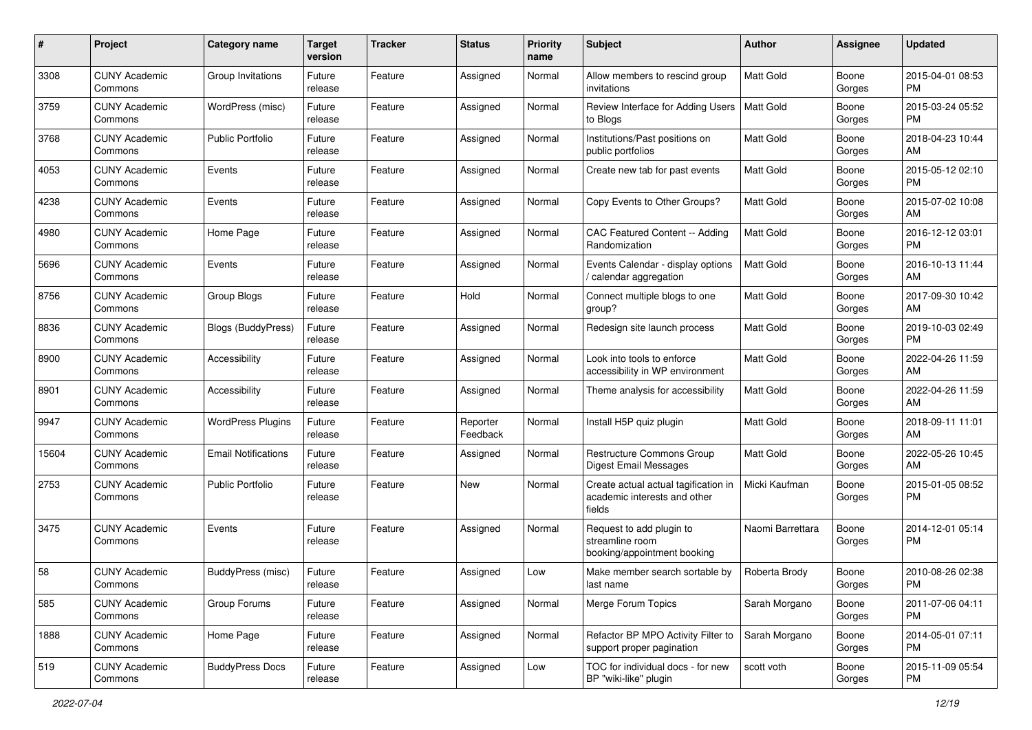| # | Project | Category name | Target version | Tracker | Status | Priority name | Subject | Author | Assignee | Updated |
|---|---|---|---|---|---|---|---|---|---|---|
| 3308 | CUNY Academic Commons | Group Invitations | Future release | Feature | Assigned | Normal | Allow members to rescind group invitations | Matt Gold | Boone Gorges | 2015-04-01 08:53 PM |
| 3759 | CUNY Academic Commons | WordPress (misc) | Future release | Feature | Assigned | Normal | Review Interface for Adding Users to Blogs | Matt Gold | Boone Gorges | 2015-03-24 05:52 PM |
| 3768 | CUNY Academic Commons | Public Portfolio | Future release | Feature | Assigned | Normal | Institutions/Past positions on public portfolios | Matt Gold | Boone Gorges | 2018-04-23 10:44 AM |
| 4053 | CUNY Academic Commons | Events | Future release | Feature | Assigned | Normal | Create new tab for past events | Matt Gold | Boone Gorges | 2015-05-12 02:10 PM |
| 4238 | CUNY Academic Commons | Events | Future release | Feature | Assigned | Normal | Copy Events to Other Groups? | Matt Gold | Boone Gorges | 2015-07-02 10:08 AM |
| 4980 | CUNY Academic Commons | Home Page | Future release | Feature | Assigned | Normal | CAC Featured Content -- Adding Randomization | Matt Gold | Boone Gorges | 2016-12-12 03:01 PM |
| 5696 | CUNY Academic Commons | Events | Future release | Feature | Assigned | Normal | Events Calendar - display options / calendar aggregation | Matt Gold | Boone Gorges | 2016-10-13 11:44 AM |
| 8756 | CUNY Academic Commons | Group Blogs | Future release | Feature | Hold | Normal | Connect multiple blogs to one group? | Matt Gold | Boone Gorges | 2017-09-30 10:42 AM |
| 8836 | CUNY Academic Commons | Blogs (BuddyPress) | Future release | Feature | Assigned | Normal | Redesign site launch process | Matt Gold | Boone Gorges | 2019-10-03 02:49 PM |
| 8900 | CUNY Academic Commons | Accessibility | Future release | Feature | Assigned | Normal | Look into tools to enforce accessibility in WP environment | Matt Gold | Boone Gorges | 2022-04-26 11:59 AM |
| 8901 | CUNY Academic Commons | Accessibility | Future release | Feature | Assigned | Normal | Theme analysis for accessibility | Matt Gold | Boone Gorges | 2022-04-26 11:59 AM |
| 9947 | CUNY Academic Commons | WordPress Plugins | Future release | Feature | Reporter Feedback | Normal | Install H5P quiz plugin | Matt Gold | Boone Gorges | 2018-09-11 11:01 AM |
| 15604 | CUNY Academic Commons | Email Notifications | Future release | Feature | Assigned | Normal | Restructure Commons Group Digest Email Messages | Matt Gold | Boone Gorges | 2022-05-26 10:45 AM |
| 2753 | CUNY Academic Commons | Public Portfolio | Future release | Feature | New | Normal | Create actual actual tagification in academic interests and other fields | Micki Kaufman | Boone Gorges | 2015-01-05 08:52 PM |
| 3475 | CUNY Academic Commons | Events | Future release | Feature | Assigned | Normal | Request to add plugin to streamline room booking/appointment booking | Naomi Barrettara | Boone Gorges | 2014-12-01 05:14 PM |
| 58 | CUNY Academic Commons | BuddyPress (misc) | Future release | Feature | Assigned | Low | Make member search sortable by last name | Roberta Brody | Boone Gorges | 2010-08-26 02:38 PM |
| 585 | CUNY Academic Commons | Group Forums | Future release | Feature | Assigned | Normal | Merge Forum Topics | Sarah Morgano | Boone Gorges | 2011-07-06 04:11 PM |
| 1888 | CUNY Academic Commons | Home Page | Future release | Feature | Assigned | Normal | Refactor BP MPO Activity Filter to support proper pagination | Sarah Morgano | Boone Gorges | 2014-05-01 07:11 PM |
| 519 | CUNY Academic Commons | BuddyPress Docs | Future release | Feature | Assigned | Low | TOC for individual docs - for new BP "wiki-like" plugin | scott voth | Boone Gorges | 2015-11-09 05:54 PM |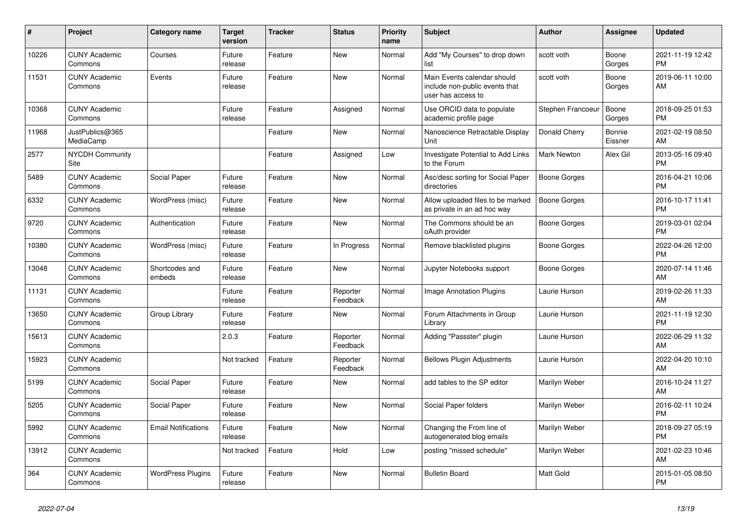| # | Project | Category name | Target version | Tracker | Status | Priority name | Subject | Author | Assignee | Updated |
|---|---|---|---|---|---|---|---|---|---|---|
| 10226 | CUNY Academic Commons | Courses | Future release | Feature | New | Normal | Add "My Courses" to drop down list | scott voth | Boone Gorges | 2021-11-19 12:42 PM |
| 11531 | CUNY Academic Commons | Events | Future release | Feature | New | Normal | Main Events calendar should include non-public events that user has access to | scott voth | Boone Gorges | 2019-06-11 10:00 AM |
| 10368 | CUNY Academic Commons | | Future release | Feature | Assigned | Normal | Use ORCID data to populate academic profile page | Stephen Francoeur | Boone Gorges | 2018-09-25 01:53 PM |
| 11968 | JustPublics@365 MediaCamp | | | Feature | New | Normal | Nanoscience Retractable Display Unit | Donald Cherry | Bonnie Eissner | 2021-02-19 08:50 AM |
| 2577 | NYCDH Community Site | | | Feature | Assigned | Low | Investigate Potential to Add Links to the Forum | Mark Newton | Alex Gil | 2013-05-16 09:40 PM |
| 5489 | CUNY Academic Commons | Social Paper | Future release | Feature | New | Normal | Asc/desc sorting for Social Paper directories | Boone Gorges | | 2016-04-21 10:06 PM |
| 6332 | CUNY Academic Commons | WordPress (misc) | Future release | Feature | New | Normal | Allow uploaded files to be marked as private in an ad hoc way | Boone Gorges | | 2016-10-17 11:41 PM |
| 9720 | CUNY Academic Commons | Authentication | Future release | Feature | New | Normal | The Commons should be an oAuth provider | Boone Gorges | | 2019-03-01 02:04 PM |
| 10380 | CUNY Academic Commons | WordPress (misc) | Future release | Feature | In Progress | Normal | Remove blacklisted plugins | Boone Gorges | | 2022-04-26 12:00 PM |
| 13048 | CUNY Academic Commons | Shortcodes and embeds | Future release | Feature | New | Normal | Jupyter Notebooks support | Boone Gorges | | 2020-07-14 11:46 AM |
| 11131 | CUNY Academic Commons | | Future release | Feature | Reporter Feedback | Normal | Image Annotation Plugins | Laurie Hurson | | 2019-02-26 11:33 AM |
| 13650 | CUNY Academic Commons | Group Library | Future release | Feature | New | Normal | Forum Attachments in Group Library | Laurie Hurson | | 2021-11-19 12:30 PM |
| 15613 | CUNY Academic Commons | | 2.0.3 | Feature | Reporter Feedback | Normal | Adding "Passster" plugin | Laurie Hurson | | 2022-06-29 11:32 AM |
| 15923 | CUNY Academic Commons | | Not tracked | Feature | Reporter Feedback | Normal | Bellows Plugin Adjustments | Laurie Hurson | | 2022-04-20 10:10 AM |
| 5199 | CUNY Academic Commons | Social Paper | Future release | Feature | New | Normal | add tables to the SP editor | Marilyn Weber | | 2016-10-24 11:27 AM |
| 5205 | CUNY Academic Commons | Social Paper | Future release | Feature | New | Normal | Social Paper folders | Marilyn Weber | | 2016-02-11 10:24 PM |
| 5992 | CUNY Academic Commons | Email Notifications | Future release | Feature | New | Normal | Changing the From line of autogenerated blog emails | Marilyn Weber | | 2018-09-27 05:19 PM |
| 13912 | CUNY Academic Commons | | Not tracked | Feature | Hold | Low | posting "missed schedule" | Marilyn Weber | | 2021-02-23 10:46 AM |
| 364 | CUNY Academic Commons | WordPress Plugins | Future release | Feature | New | Normal | Bulletin Board | Matt Gold | | 2015-01-05 08:50 PM |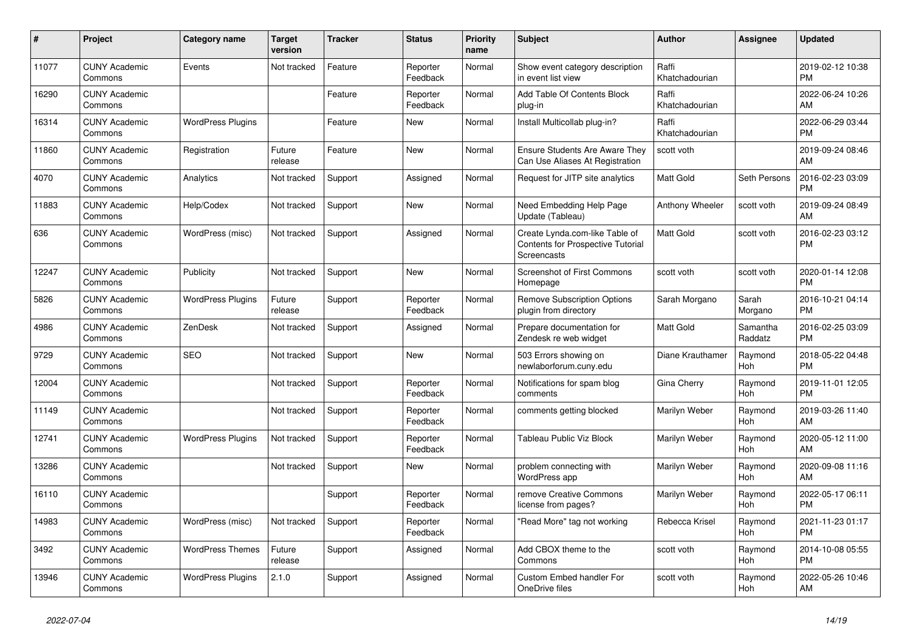| # | Project | Category name | Target version | Tracker | Status | Priority name | Subject | Author | Assignee | Updated |
|---|---|---|---|---|---|---|---|---|---|---|
| 11077 | CUNY Academic Commons | Events | Not tracked | Feature | Reporter Feedback | Normal | Show event category description in event list view | Raffi Khatchadourian | | 2019-02-12 10:38 PM |
| 16290 | CUNY Academic Commons | | | Feature | Reporter Feedback | Normal | Add Table Of Contents Block plug-in | Raffi Khatchadourian | | 2022-06-24 10:26 AM |
| 16314 | CUNY Academic Commons | WordPress Plugins | | Feature | New | Normal | Install Multicollab plug-in? | Raffi Khatchadourian | | 2022-06-29 03:44 PM |
| 11860 | CUNY Academic Commons | Registration | Future release | Feature | New | Normal | Ensure Students Are Aware They Can Use Aliases At Registration | scott voth | | 2019-09-24 08:46 AM |
| 4070 | CUNY Academic Commons | Analytics | Not tracked | Support | Assigned | Normal | Request for JITP site analytics | Matt Gold | Seth Persons | 2016-02-23 03:09 PM |
| 11883 | CUNY Academic Commons | Help/Codex | Not tracked | Support | New | Normal | Need Embedding Help Page Update (Tableau) | Anthony Wheeler | scott voth | 2019-09-24 08:49 AM |
| 636 | CUNY Academic Commons | WordPress (misc) | Not tracked | Support | Assigned | Normal | Create Lynda.com-like Table of Contents for Prospective Tutorial Screencasts | Matt Gold | scott voth | 2016-02-23 03:12 PM |
| 12247 | CUNY Academic Commons | Publicity | Not tracked | Support | New | Normal | Screenshot of First Commons Homepage | scott voth | scott voth | 2020-01-14 12:08 PM |
| 5826 | CUNY Academic Commons | WordPress Plugins | Future release | Support | Reporter Feedback | Normal | Remove Subscription Options plugin from directory | Sarah Morgano | Sarah Morgano | 2016-10-21 04:14 PM |
| 4986 | CUNY Academic Commons | ZenDesk | Not tracked | Support | Assigned | Normal | Prepare documentation for Zendesk re web widget | Matt Gold | Samantha Raddatz | 2016-02-25 03:09 PM |
| 9729 | CUNY Academic Commons | SEO | Not tracked | Support | New | Normal | 503 Errors showing on newlaborforum.cuny.edu | Diane Krauthamer | Raymond Hoh | 2018-05-22 04:48 PM |
| 12004 | CUNY Academic Commons | | Not tracked | Support | Reporter Feedback | Normal | Notifications for spam blog comments | Gina Cherry | Raymond Hoh | 2019-11-01 12:05 PM |
| 11149 | CUNY Academic Commons | | Not tracked | Support | Reporter Feedback | Normal | comments getting blocked | Marilyn Weber | Raymond Hoh | 2019-03-26 11:40 AM |
| 12741 | CUNY Academic Commons | WordPress Plugins | Not tracked | Support | Reporter Feedback | Normal | Tableau Public Viz Block | Marilyn Weber | Raymond Hoh | 2020-05-12 11:00 AM |
| 13286 | CUNY Academic Commons | | Not tracked | Support | New | Normal | problem connecting with WordPress app | Marilyn Weber | Raymond Hoh | 2020-09-08 11:16 AM |
| 16110 | CUNY Academic Commons | | | Support | Reporter Feedback | Normal | remove Creative Commons license from pages? | Marilyn Weber | Raymond Hoh | 2022-05-17 06:11 PM |
| 14983 | CUNY Academic Commons | WordPress (misc) | Not tracked | Support | Reporter Feedback | Normal | "Read More" tag not working | Rebecca Krisel | Raymond Hoh | 2021-11-23 01:17 PM |
| 3492 | CUNY Academic Commons | WordPress Themes | Future release | Support | Assigned | Normal | Add CBOX theme to the Commons | scott voth | Raymond Hoh | 2014-10-08 05:55 PM |
| 13946 | CUNY Academic Commons | WordPress Plugins | 2.1.0 | Support | Assigned | Normal | Custom Embed handler For OneDrive files | scott voth | Raymond Hoh | 2022-05-26 10:46 AM |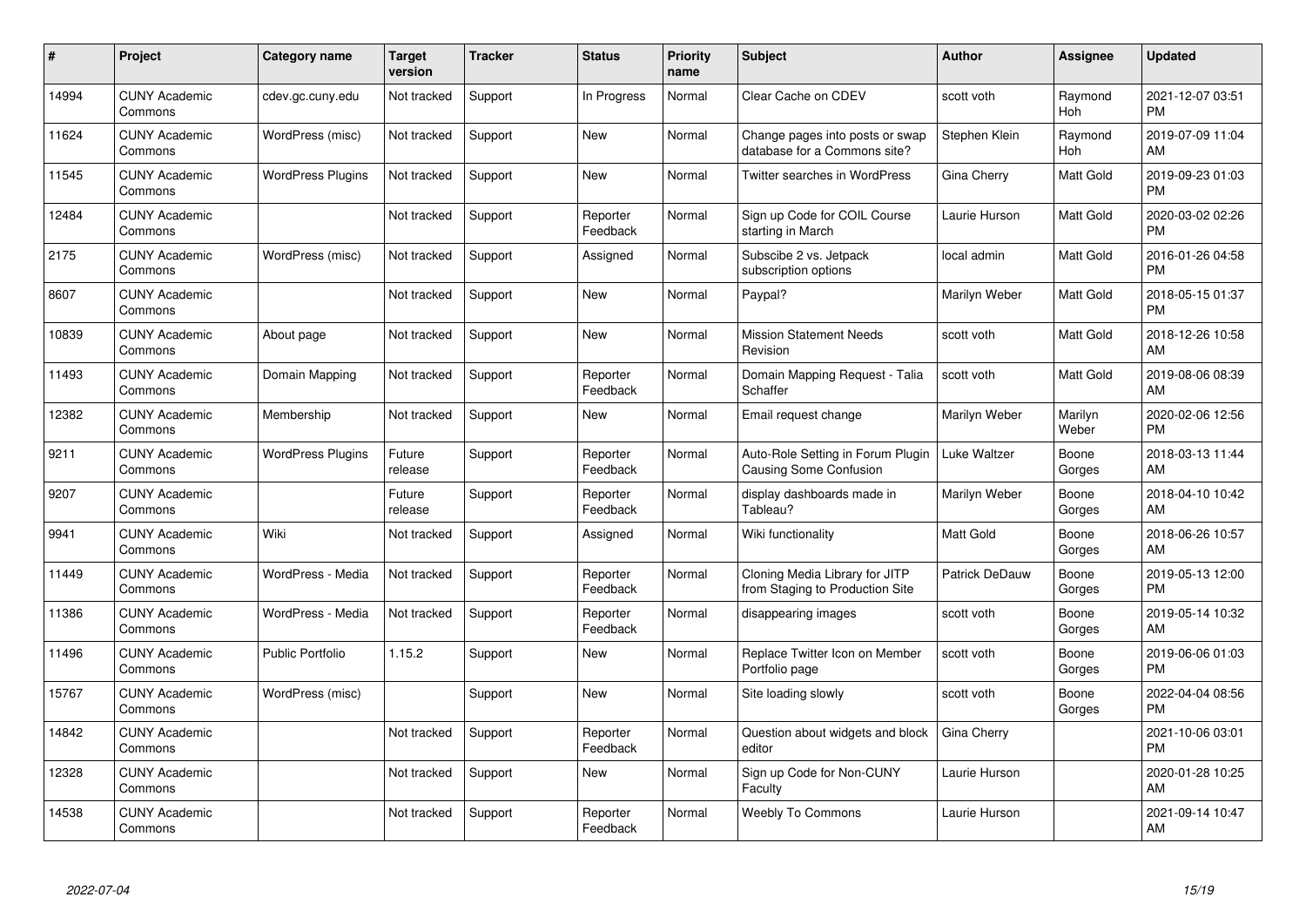| # | Project | Category name | Target version | Tracker | Status | Priority name | Subject | Author | Assignee | Updated |
|---|---|---|---|---|---|---|---|---|---|---|
| 14994 | CUNY Academic Commons | cdev.gc.cuny.edu | Not tracked | Support | In Progress | Normal | Clear Cache on CDEV | scott voth | Raymond Hoh | 2021-12-07 03:51 PM |
| 11624 | CUNY Academic Commons | WordPress (misc) | Not tracked | Support | New | Normal | Change pages into posts or swap database for a Commons site? | Stephen Klein | Raymond Hoh | 2019-07-09 11:04 AM |
| 11545 | CUNY Academic Commons | WordPress Plugins | Not tracked | Support | New | Normal | Twitter searches in WordPress | Gina Cherry | Matt Gold | 2019-09-23 01:03 PM |
| 12484 | CUNY Academic Commons | | Not tracked | Support | Reporter Feedback | Normal | Sign up Code for COIL Course starting in March | Laurie Hurson | Matt Gold | 2020-03-02 02:26 PM |
| 2175 | CUNY Academic Commons | WordPress (misc) | Not tracked | Support | Assigned | Normal | Subscibe 2 vs. Jetpack subscription options | local admin | Matt Gold | 2016-01-26 04:58 PM |
| 8607 | CUNY Academic Commons | | Not tracked | Support | New | Normal | Paypal? | Marilyn Weber | Matt Gold | 2018-05-15 01:37 PM |
| 10839 | CUNY Academic Commons | About page | Not tracked | Support | New | Normal | Mission Statement Needs Revision | scott voth | Matt Gold | 2018-12-26 10:58 AM |
| 11493 | CUNY Academic Commons | Domain Mapping | Not tracked | Support | Reporter Feedback | Normal | Domain Mapping Request - Talia Schaffer | scott voth | Matt Gold | 2019-08-06 08:39 AM |
| 12382 | CUNY Academic Commons | Membership | Not tracked | Support | New | Normal | Email request change | Marilyn Weber | Marilyn Weber | 2020-02-06 12:56 PM |
| 9211 | CUNY Academic Commons | WordPress Plugins | Future release | Support | Reporter Feedback | Normal | Auto-Role Setting in Forum Plugin Causing Some Confusion | Luke Waltzer | Boone Gorges | 2018-03-13 11:44 AM |
| 9207 | CUNY Academic Commons | | Future release | Support | Reporter Feedback | Normal | display dashboards made in Tableau? | Marilyn Weber | Boone Gorges | 2018-04-10 10:42 AM |
| 9941 | CUNY Academic Commons | Wiki | Not tracked | Support | Assigned | Normal | Wiki functionality | Matt Gold | Boone Gorges | 2018-06-26 10:57 AM |
| 11449 | CUNY Academic Commons | WordPress - Media | Not tracked | Support | Reporter Feedback | Normal | Cloning Media Library for JITP from Staging to Production Site | Patrick DeDauw | Boone Gorges | 2019-05-13 12:00 PM |
| 11386 | CUNY Academic Commons | WordPress - Media | Not tracked | Support | Reporter Feedback | Normal | disappearing images | scott voth | Boone Gorges | 2019-05-14 10:32 AM |
| 11496 | CUNY Academic Commons | Public Portfolio | 1.15.2 | Support | New | Normal | Replace Twitter Icon on Member Portfolio page | scott voth | Boone Gorges | 2019-06-06 01:03 PM |
| 15767 | CUNY Academic Commons | WordPress (misc) | | Support | New | Normal | Site loading slowly | scott voth | Boone Gorges | 2022-04-04 08:56 PM |
| 14842 | CUNY Academic Commons | | Not tracked | Support | Reporter Feedback | Normal | Question about widgets and block editor | Gina Cherry | | 2021-10-06 03:01 PM |
| 12328 | CUNY Academic Commons | | Not tracked | Support | New | Normal | Sign up Code for Non-CUNY Faculty | Laurie Hurson | | 2020-01-28 10:25 AM |
| 14538 | CUNY Academic Commons | | Not tracked | Support | Reporter Feedback | Normal | Weebly To Commons | Laurie Hurson | | 2021-09-14 10:47 AM |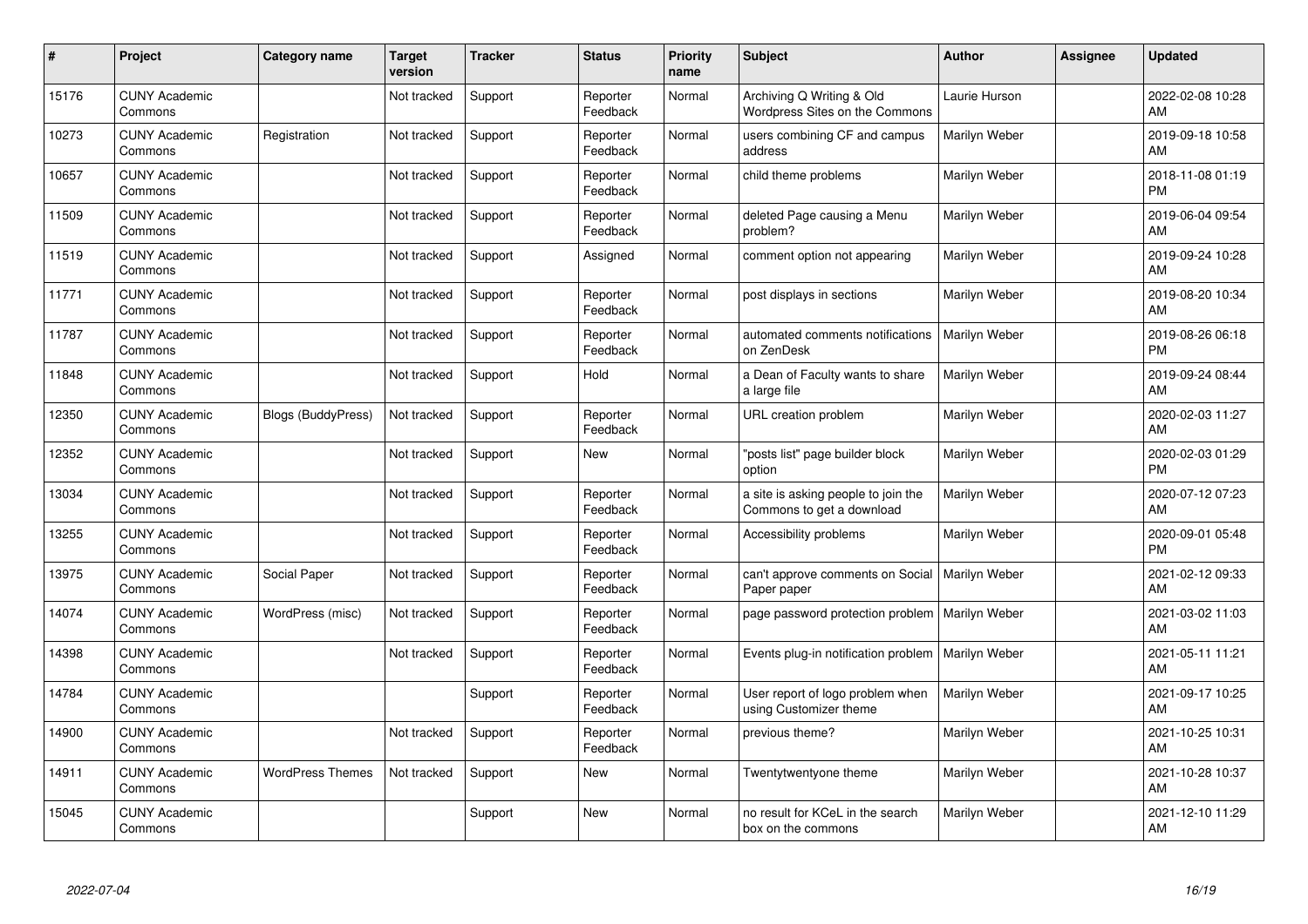| # | Project | Category name | Target version | Tracker | Status | Priority name | Subject | Author | Assignee | Updated |
|---|---|---|---|---|---|---|---|---|---|---|
| 15176 | CUNY Academic Commons | | Not tracked | Support | Reporter Feedback | Normal | Archiving Q Writing & Old Wordpress Sites on the Commons | Laurie Hurson | | 2022-02-08 10:28 AM |
| 10273 | CUNY Academic Commons | Registration | Not tracked | Support | Reporter Feedback | Normal | users combining CF and campus address | Marilyn Weber | | 2019-09-18 10:58 AM |
| 10657 | CUNY Academic Commons | | Not tracked | Support | Reporter Feedback | Normal | child theme problems | Marilyn Weber | | 2018-11-08 01:19 PM |
| 11509 | CUNY Academic Commons | | Not tracked | Support | Reporter Feedback | Normal | deleted Page causing a Menu problem? | Marilyn Weber | | 2019-06-04 09:54 AM |
| 11519 | CUNY Academic Commons | | Not tracked | Support | Assigned | Normal | comment option not appearing | Marilyn Weber | | 2019-09-24 10:28 AM |
| 11771 | CUNY Academic Commons | | Not tracked | Support | Reporter Feedback | Normal | post displays in sections | Marilyn Weber | | 2019-08-20 10:34 AM |
| 11787 | CUNY Academic Commons | | Not tracked | Support | Reporter Feedback | Normal | automated comments notifications on ZenDesk | Marilyn Weber | | 2019-08-26 06:18 PM |
| 11848 | CUNY Academic Commons | | Not tracked | Support | Hold | Normal | a Dean of Faculty wants to share a large file | Marilyn Weber | | 2019-09-24 08:44 AM |
| 12350 | CUNY Academic Commons | Blogs (BuddyPress) | Not tracked | Support | Reporter Feedback | Normal | URL creation problem | Marilyn Weber | | 2020-02-03 11:27 AM |
| 12352 | CUNY Academic Commons | | Not tracked | Support | New | Normal | "posts list" page builder block option | Marilyn Weber | | 2020-02-03 01:29 PM |
| 13034 | CUNY Academic Commons | | Not tracked | Support | Reporter Feedback | Normal | a site is asking people to join the Commons to get a download | Marilyn Weber | | 2020-07-12 07:23 AM |
| 13255 | CUNY Academic Commons | | Not tracked | Support | Reporter Feedback | Normal | Accessibility problems | Marilyn Weber | | 2020-09-01 05:48 PM |
| 13975 | CUNY Academic Commons | Social Paper | Not tracked | Support | Reporter Feedback | Normal | can't approve comments on Social Paper paper | Marilyn Weber | | 2021-02-12 09:33 AM |
| 14074 | CUNY Academic Commons | WordPress (misc) | Not tracked | Support | Reporter Feedback | Normal | page password protection problem | Marilyn Weber | | 2021-03-02 11:03 AM |
| 14398 | CUNY Academic Commons | | Not tracked | Support | Reporter Feedback | Normal | Events plug-in notification problem | Marilyn Weber | | 2021-05-11 11:21 AM |
| 14784 | CUNY Academic Commons | | | Support | Reporter Feedback | Normal | User report of logo problem when using Customizer theme | Marilyn Weber | | 2021-09-17 10:25 AM |
| 14900 | CUNY Academic Commons | | Not tracked | Support | Reporter Feedback | Normal | previous theme? | Marilyn Weber | | 2021-10-25 10:31 AM |
| 14911 | CUNY Academic Commons | WordPress Themes | Not tracked | Support | New | Normal | Twentytwentyone theme | Marilyn Weber | | 2021-10-28 10:37 AM |
| 15045 | CUNY Academic Commons | | | Support | New | Normal | no result for KCeL in the search box on the commons | Marilyn Weber | | 2021-12-10 11:29 AM |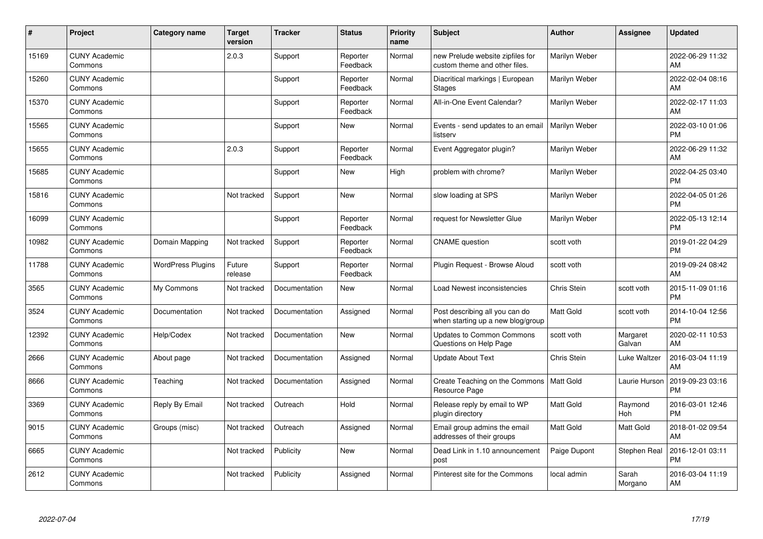| # | Project | Category name | Target version | Tracker | Status | Priority name | Subject | Author | Assignee | Updated |
|---|---|---|---|---|---|---|---|---|---|---|
| 15169 | CUNY Academic Commons | | 2.0.3 | Support | Reporter Feedback | Normal | new Prelude website zipfiles for custom theme and other files. | Marilyn Weber | | 2022-06-29 11:32 AM |
| 15260 | CUNY Academic Commons | | | Support | Reporter Feedback | Normal | Diacritical markings \| European Stages | Marilyn Weber | | 2022-02-04 08:16 AM |
| 15370 | CUNY Academic Commons | | | Support | Reporter Feedback | Normal | All-in-One Event Calendar? | Marilyn Weber | | 2022-02-17 11:03 AM |
| 15565 | CUNY Academic Commons | | | Support | New | Normal | Events - send updates to an email listserv | Marilyn Weber | | 2022-03-10 01:06 PM |
| 15655 | CUNY Academic Commons | | 2.0.3 | Support | Reporter Feedback | Normal | Event Aggregator plugin? | Marilyn Weber | | 2022-06-29 11:32 AM |
| 15685 | CUNY Academic Commons | | | Support | New | High | problem with chrome? | Marilyn Weber | | 2022-04-25 03:40 PM |
| 15816 | CUNY Academic Commons | | Not tracked | Support | New | Normal | slow loading at SPS | Marilyn Weber | | 2022-04-05 01:26 PM |
| 16099 | CUNY Academic Commons | | | Support | Reporter Feedback | Normal | request for Newsletter Glue | Marilyn Weber | | 2022-05-13 12:14 PM |
| 10982 | CUNY Academic Commons | Domain Mapping | Not tracked | Support | Reporter Feedback | Normal | CNAME question | scott voth | | 2019-01-22 04:29 PM |
| 11788 | CUNY Academic Commons | WordPress Plugins | Future release | Support | Reporter Feedback | Normal | Plugin Request - Browse Aloud | scott voth | | 2019-09-24 08:42 AM |
| 3565 | CUNY Academic Commons | My Commons | Not tracked | Documentation | New | Normal | Load Newest inconsistencies | Chris Stein | scott voth | 2015-11-09 01:16 PM |
| 3524 | CUNY Academic Commons | Documentation | Not tracked | Documentation | Assigned | Normal | Post describing all you can do when starting up a new blog/group | Matt Gold | scott voth | 2014-10-04 12:56 PM |
| 12392 | CUNY Academic Commons | Help/Codex | Not tracked | Documentation | New | Normal | Updates to Common Commons Questions on Help Page | scott voth | Margaret Galvan | 2020-02-11 10:53 AM |
| 2666 | CUNY Academic Commons | About page | Not tracked | Documentation | Assigned | Normal | Update About Text | Chris Stein | Luke Waltzer | 2016-03-04 11:19 AM |
| 8666 | CUNY Academic Commons | Teaching | Not tracked | Documentation | Assigned | Normal | Create Teaching on the Commons Resource Page | Matt Gold | Laurie Hurson | 2019-09-23 03:16 PM |
| 3369 | CUNY Academic Commons | Reply By Email | Not tracked | Outreach | Hold | Normal | Release reply by email to WP plugin directory | Matt Gold | Raymond Hoh | 2016-03-01 12:46 PM |
| 9015 | CUNY Academic Commons | Groups (misc) | Not tracked | Outreach | Assigned | Normal | Email group admins the email addresses of their groups | Matt Gold | Matt Gold | 2018-01-02 09:54 AM |
| 6665 | CUNY Academic Commons | | Not tracked | Publicity | New | Normal | Dead Link in 1.10 announcement post | Paige Dupont | Stephen Real | 2016-12-01 03:11 PM |
| 2612 | CUNY Academic Commons | | Not tracked | Publicity | Assigned | Normal | Pinterest site for the Commons | local admin | Sarah Morgano | 2016-03-04 11:19 AM |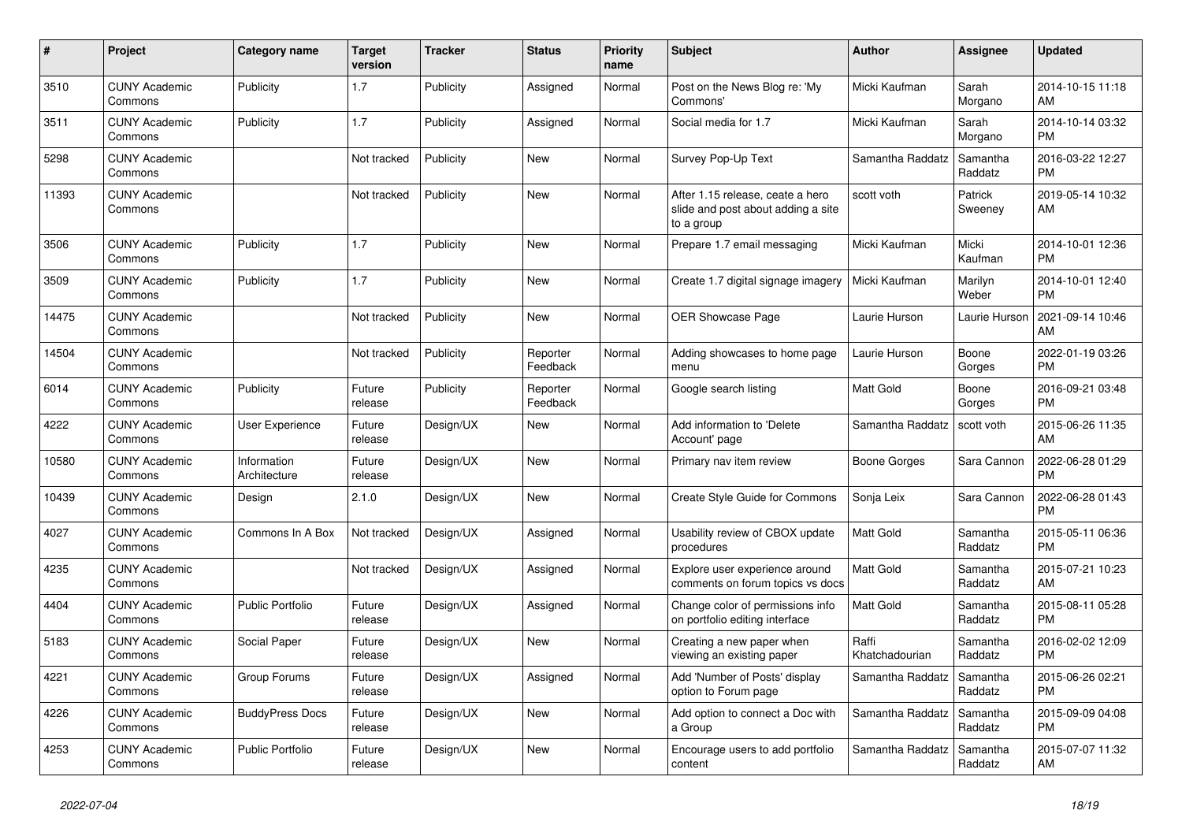| # | Project | Category name | Target version | Tracker | Status | Priority name | Subject | Author | Assignee | Updated |
|---|---|---|---|---|---|---|---|---|---|---|
| 3510 | CUNY Academic Commons | Publicity | 1.7 | Publicity | Assigned | Normal | Post on the News Blog re: 'My Commons' | Micki Kaufman | Sarah Morgano | 2014-10-15 11:18 AM |
| 3511 | CUNY Academic Commons | Publicity | 1.7 | Publicity | Assigned | Normal | Social media for 1.7 | Micki Kaufman | Sarah Morgano | 2014-10-14 03:32 PM |
| 5298 | CUNY Academic Commons | | Not tracked | Publicity | New | Normal | Survey Pop-Up Text | Samantha Raddatz | Samantha Raddatz | 2016-03-22 12:27 PM |
| 11393 | CUNY Academic Commons | | Not tracked | Publicity | New | Normal | After 1.15 release, ceate a hero slide and post about adding a site to a group | scott voth | Patrick Sweeney | 2019-05-14 10:32 AM |
| 3506 | CUNY Academic Commons | Publicity | 1.7 | Publicity | New | Normal | Prepare 1.7 email messaging | Micki Kaufman | Micki Kaufman | 2014-10-01 12:36 PM |
| 3509 | CUNY Academic Commons | Publicity | 1.7 | Publicity | New | Normal | Create 1.7 digital signage imagery | Micki Kaufman | Marilyn Weber | 2014-10-01 12:40 PM |
| 14475 | CUNY Academic Commons | | Not tracked | Publicity | New | Normal | OER Showcase Page | Laurie Hurson | Laurie Hurson | 2021-09-14 10:46 AM |
| 14504 | CUNY Academic Commons | | Not tracked | Publicity | Reporter Feedback | Normal | Adding showcases to home page menu | Laurie Hurson | Boone Gorges | 2022-01-19 03:26 PM |
| 6014 | CUNY Academic Commons | Publicity | Future release | Publicity | Reporter Feedback | Normal | Google search listing | Matt Gold | Boone Gorges | 2016-09-21 03:48 PM |
| 4222 | CUNY Academic Commons | User Experience | Future release | Design/UX | New | Normal | Add information to 'Delete Account' page | Samantha Raddatz | scott voth | 2015-06-26 11:35 AM |
| 10580 | CUNY Academic Commons | Information Architecture | Future release | Design/UX | New | Normal | Primary nav item review | Boone Gorges | Sara Cannon | 2022-06-28 01:29 PM |
| 10439 | CUNY Academic Commons | Design | 2.1.0 | Design/UX | New | Normal | Create Style Guide for Commons | Sonja Leix | Sara Cannon | 2022-06-28 01:43 PM |
| 4027 | CUNY Academic Commons | Commons In A Box | Not tracked | Design/UX | Assigned | Normal | Usability review of CBOX update procedures | Matt Gold | Samantha Raddatz | 2015-05-11 06:36 PM |
| 4235 | CUNY Academic Commons | | Not tracked | Design/UX | Assigned | Normal | Explore user experience around comments on forum topics vs docs | Matt Gold | Samantha Raddatz | 2015-07-21 10:23 AM |
| 4404 | CUNY Academic Commons | Public Portfolio | Future release | Design/UX | Assigned | Normal | Change color of permissions info on portfolio editing interface | Matt Gold | Samantha Raddatz | 2015-08-11 05:28 PM |
| 5183 | CUNY Academic Commons | Social Paper | Future release | Design/UX | New | Normal | Creating a new paper when viewing an existing paper | Raffi Khatchadourian | Samantha Raddatz | 2016-02-02 12:09 PM |
| 4221 | CUNY Academic Commons | Group Forums | Future release | Design/UX | Assigned | Normal | Add 'Number of Posts' display option to Forum page | Samantha Raddatz | Samantha Raddatz | 2015-06-26 02:21 PM |
| 4226 | CUNY Academic Commons | BuddyPress Docs | Future release | Design/UX | New | Normal | Add option to connect a Doc with a Group | Samantha Raddatz | Samantha Raddatz | 2015-09-09 04:08 PM |
| 4253 | CUNY Academic Commons | Public Portfolio | Future release | Design/UX | New | Normal | Encourage users to add portfolio content | Samantha Raddatz | Samantha Raddatz | 2015-07-07 11:32 AM |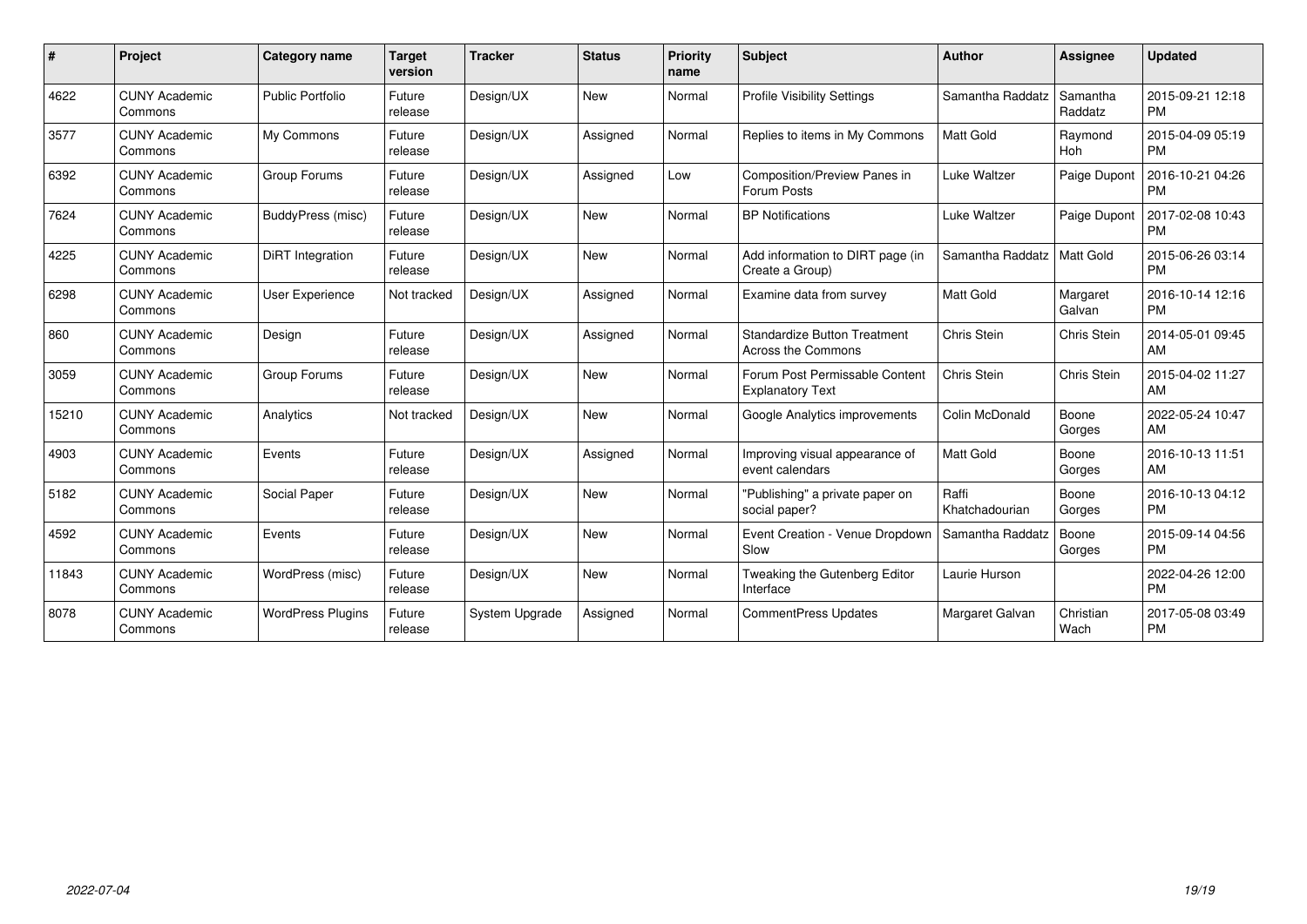| # | Project | Category name | Target version | Tracker | Status | Priority name | Subject | Author | Assignee | Updated |
|---|---|---|---|---|---|---|---|---|---|---|
| 4622 | CUNY Academic Commons | Public Portfolio | Future release | Design/UX | New | Normal | Profile Visibility Settings | Samantha Raddatz | Samantha Raddatz | 2015-09-21 12:18 PM |
| 3577 | CUNY Academic Commons | My Commons | Future release | Design/UX | Assigned | Normal | Replies to items in My Commons | Matt Gold | Raymond Hoh | 2015-04-09 05:19 PM |
| 6392 | CUNY Academic Commons | Group Forums | Future release | Design/UX | Assigned | Low | Composition/Preview Panes in Forum Posts | Luke Waltzer | Paige Dupont | 2016-10-21 04:26 PM |
| 7624 | CUNY Academic Commons | BuddyPress (misc) | Future release | Design/UX | New | Normal | BP Notifications | Luke Waltzer | Paige Dupont | 2017-02-08 10:43 PM |
| 4225 | CUNY Academic Commons | DiRT Integration | Future release | Design/UX | New | Normal | Add information to DIRT page (in Create a Group) | Samantha Raddatz | Matt Gold | 2015-06-26 03:14 PM |
| 6298 | CUNY Academic Commons | User Experience | Not tracked | Design/UX | Assigned | Normal | Examine data from survey | Matt Gold | Margaret Galvan | 2016-10-14 12:16 PM |
| 860 | CUNY Academic Commons | Design | Future release | Design/UX | Assigned | Normal | Standardize Button Treatment Across the Commons | Chris Stein | Chris Stein | 2014-05-01 09:45 AM |
| 3059 | CUNY Academic Commons | Group Forums | Future release | Design/UX | New | Normal | Forum Post Permissable Content Explanatory Text | Chris Stein | Chris Stein | 2015-04-02 11:27 AM |
| 15210 | CUNY Academic Commons | Analytics | Not tracked | Design/UX | New | Normal | Google Analytics improvements | Colin McDonald | Boone Gorges | 2022-05-24 10:47 AM |
| 4903 | CUNY Academic Commons | Events | Future release | Design/UX | Assigned | Normal | Improving visual appearance of event calendars | Matt Gold | Boone Gorges | 2016-10-13 11:51 AM |
| 5182 | CUNY Academic Commons | Social Paper | Future release | Design/UX | New | Normal | "Publishing" a private paper on social paper? | Raffi Khatchadourian | Boone Gorges | 2016-10-13 04:12 PM |
| 4592 | CUNY Academic Commons | Events | Future release | Design/UX | New | Normal | Event Creation - Venue Dropdown Slow | Samantha Raddatz | Boone Gorges | 2015-09-14 04:56 PM |
| 11843 | CUNY Academic Commons | WordPress (misc) | Future release | Design/UX | New | Normal | Tweaking the Gutenberg Editor Interface | Laurie Hurson | | 2022-04-26 12:00 PM |
| 8078 | CUNY Academic Commons | WordPress Plugins | Future release | System Upgrade | Assigned | Normal | CommentPress Updates | Margaret Galvan | Christian Wach | 2017-05-08 03:49 PM |